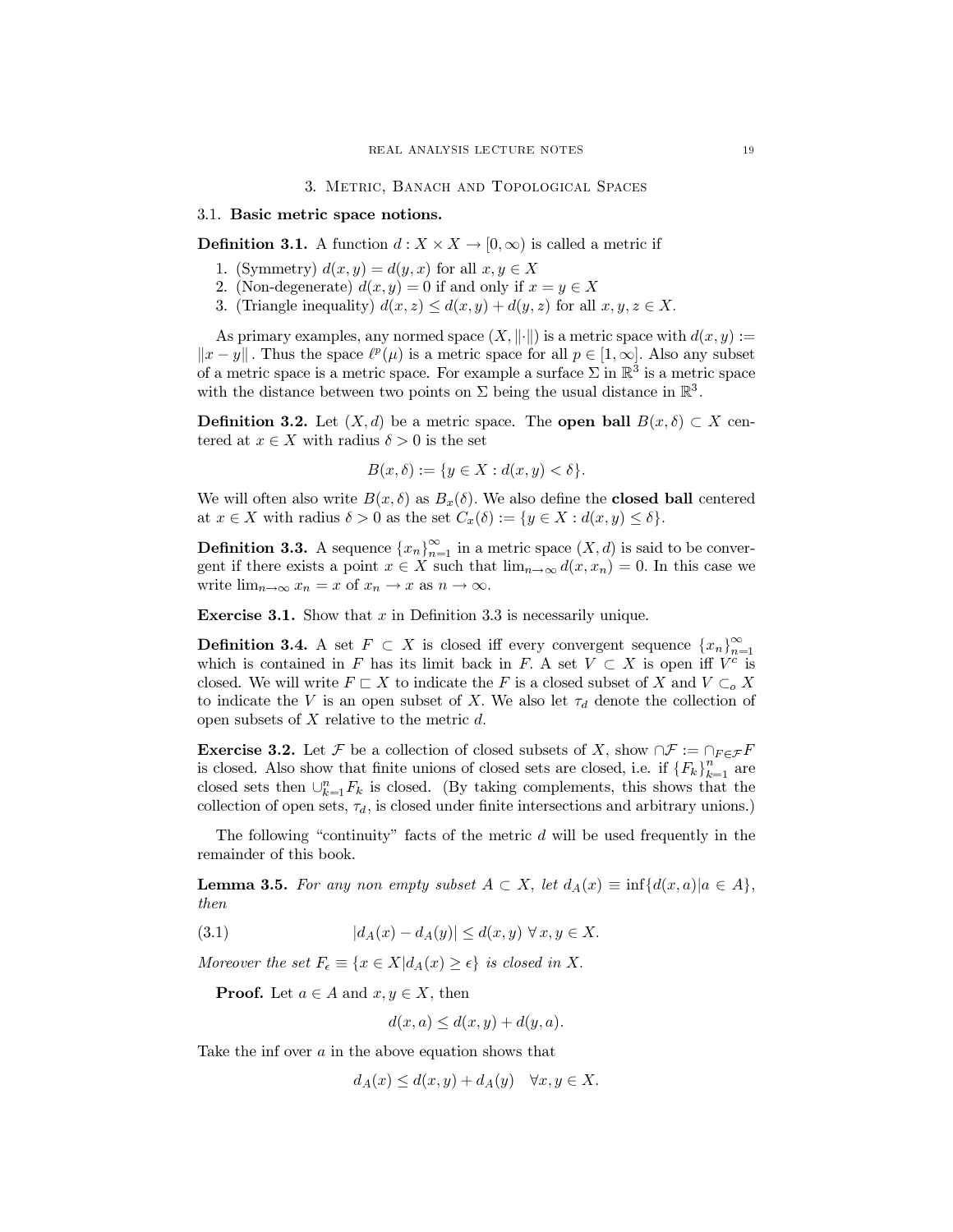## 3. Metric, Banach and Topological Spaces

### 3.1. Basic metric space notions.

**Definition 3.1.** A function $d : X \times X \to [0, \infty)$ is called a metric if

1. (Symmetry) $d(x, y) = d(y, x)$ for all $x, y \in X$
2. (Non-degenerate) $d(x, y) = 0$ if and only if $x = y \in X$
3. (Triangle inequality) $d(x, z) \leq d(x, y) + d(y, z)$ for all $x, y, z \in X$.

As primary examples, any normed space $(X, \|\cdot\|)$ is a metric space with $d(x, y) := \|x - y\|$. Thus the space $\ell^p(\mu)$ is a metric space for all $p \in [1, \infty]$. Also any subset of a metric space is a metric space. For example a surface $\Sigma$ in $\mathbb{R}^3$ is a metric space with the distance between two points on $\Sigma$ being the usual distance in $\mathbb{R}^3$.

**Definition 3.2.** Let $(X, d)$ be a metric space. The **open ball** $B(x, \delta) \subset X$ centered at $x \in X$ with radius $\delta > 0$ is the set

$$B(x, \delta) := \{y \in X : d(x, y) < \delta\}.$$

We will often also write $B(x, \delta)$ as $B_x(\delta)$. We also define the **closed ball** centered at $x \in X$ with radius $\delta > 0$ as the set $C_x(\delta) := \{y \in X : d(x, y) \leq \delta\}$.

**Definition 3.3.** A sequence $\{x_n\}_{n=1}^{\infty}$ in a metric space $(X, d)$ is said to be convergent if there exists a point $x \in X$ such that $\lim_{n\to\infty} d(x, x_n) = 0$. In this case we write $\lim_{n\to\infty} x_n = x$ of $x_n \to x$ as $n \to \infty$.

**Exercise 3.1.** Show that $x$ in Definition 3.3 is necessarily unique.

**Definition 3.4.** A set $F \subset X$ is closed iff every convergent sequence $\{x_n\}_{n=1}^{\infty}$ which is contained in $F$ has its limit back in $F$. A set $V \subset X$ is open iff $V^c$ is closed. We will write $F \sqsubset X$ to indicate the $F$ is a closed subset of $X$ and $V \subset_o X$ to indicate the $V$ is an open subset of $X$. We also let $\tau_d$ denote the collection of open subsets of $X$ relative to the metric $d$.

**Exercise 3.2.** Let $\mathcal{F}$ be a collection of closed subsets of $X$, show $\cap\mathcal{F} := \cap_{F\in\mathcal{F}} F$ is closed. Also show that finite unions of closed sets are closed, i.e. if $\{F_k\}_{k=1}^{n}$ are closed sets then $\cup_{k=1}^{n} F_k$ is closed. (By taking complements, this shows that the collection of open sets, $\tau_d$, is closed under finite intersections and arbitrary unions.)

The following "continuity" facts of the metric $d$ will be used frequently in the remainder of this book.

**Lemma 3.5.** *For any non empty subset $A \subset X$, let $d_A(x) \equiv \inf\{d(x, a) | a \in A\}$, then*

$$|d_A(x) - d_A(y)| \leq d(x, y) \;\forall\, x, y \in X. \tag{3.1}$$

*Moreover the set $F_\epsilon \equiv \{x \in X | d_A(x) \geq \epsilon\}$ is closed in $X$.*

**Proof.** Let $a \in A$ and $x, y \in X$, then

$$d(x, a) \leq d(x, y) + d(y, a).$$

Take the inf over $a$ in the above equation shows that

$$d_A(x) \leq d(x, y) + d_A(y) \quad \forall x, y \in X.$$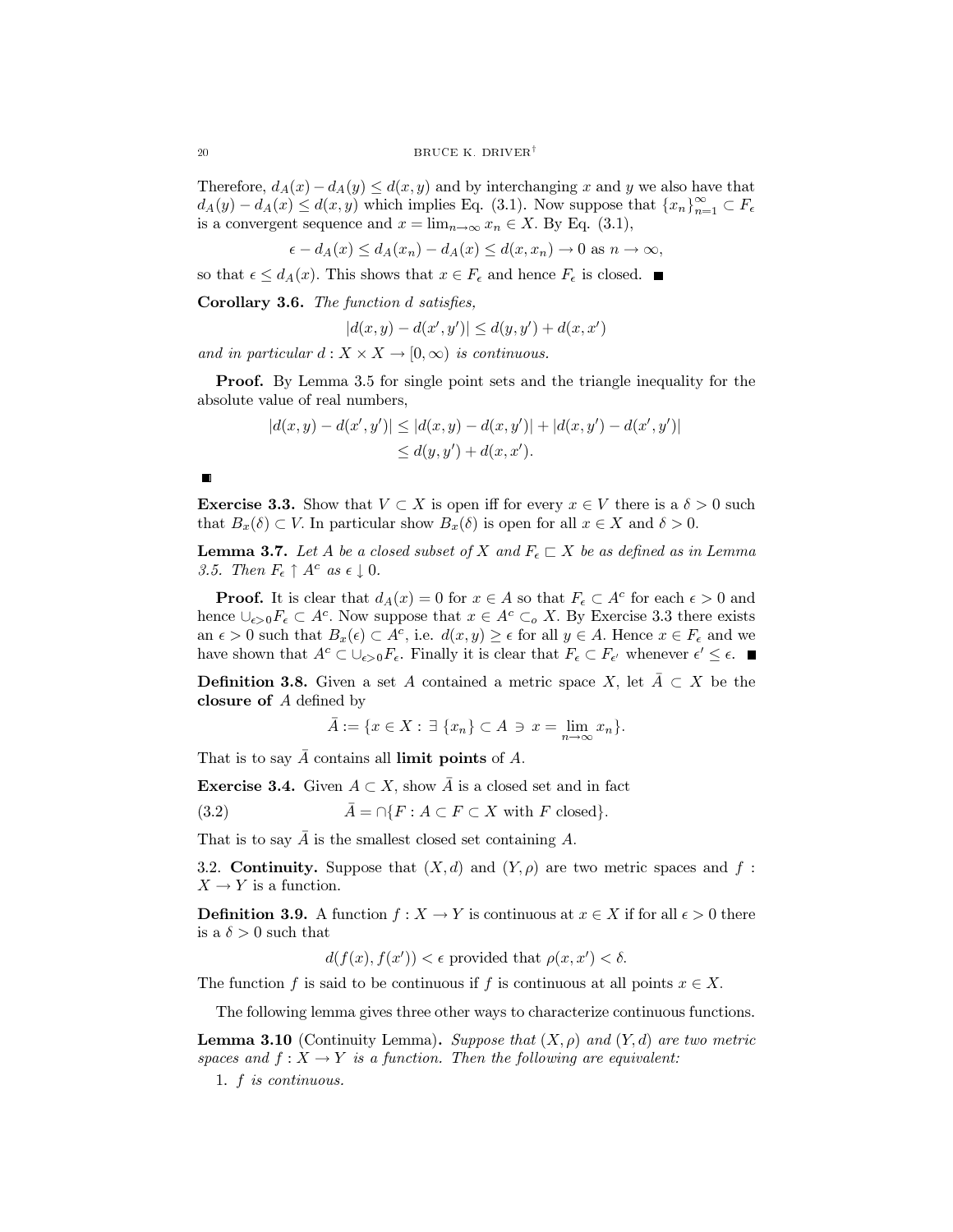Therefore, $d_A(x) - d_A(y) \le d(x,y)$ and by interchanging $x$ and $y$ we also have that $d_A(y) - d_A(x) \le d(x,y)$ which implies Eq. (3.1). Now suppose that $\{x_n\}_{n=1}^\infty \subset F_\epsilon$ is a convergent sequence and $x = \lim_{n\to\infty} x_n \in X$. By Eq. (3.1),

$$\epsilon - d_A(x) \le d_A(x_n) - d_A(x) \le d(x, x_n) \to 0 \text{ as } n \to \infty,$$

so that $\epsilon \le d_A(x)$. This shows that $x \in F_\epsilon$ and hence $F_\epsilon$ is closed. ■

**Corollary 3.6.** *The function $d$ satisfies,*

$$|d(x,y) - d(x',y')| \le d(y,y') + d(x,x')$$

*and in particular $d : X \times X \to [0,\infty)$ is continuous.*

**Proof.** By Lemma 3.5 for single point sets and the triangle inequality for the absolute value of real numbers,

$$\begin{aligned} |d(x,y) - d(x',y')| &\le |d(x,y) - d(x,y')| + |d(x,y') - d(x',y')| \\ &\le d(y,y') + d(x,x'). \end{aligned}$$

■

**Exercise 3.3.** Show that $V \subset X$ is open iff for every $x \in V$ there is a $\delta > 0$ such that $B_x(\delta) \subset V$. In particular show $B_x(\delta)$ is open for all $x \in X$ and $\delta > 0$.

**Lemma 3.7.** *Let $A$ be a closed subset of $X$ and $F_\epsilon \sqsubset X$ be as defined as in Lemma 3.5. Then $F_\epsilon \uparrow A^c$ as $\epsilon \downarrow 0$.*

**Proof.** It is clear that $d_A(x) = 0$ for $x \in A$ so that $F_\epsilon \subset A^c$ for each $\epsilon > 0$ and hence $\cup_{\epsilon>0} F_\epsilon \subset A^c$. Now suppose that $x \in A^c \subset_o X$. By Exercise 3.3 there exists an $\epsilon > 0$ such that $B_x(\epsilon) \subset A^c$, i.e. $d(x,y) \ge \epsilon$ for all $y \in A$. Hence $x \in F_\epsilon$ and we have shown that $A^c \subset \cup_{\epsilon>0} F_\epsilon$. Finally it is clear that $F_\epsilon \subset F_{\epsilon'}$ whenever $\epsilon' \le \epsilon$. ■

**Definition 3.8.** Given a set $A$ contained a metric space $X$, let $\bar{A} \subset X$ be the **closure of** $A$ defined by

$$\bar{A} := \{x \in X : \exists \{x_n\} \subset A \ni x = \lim_{n\to\infty} x_n\}.$$

That is to say $\bar{A}$ contains all **limit points** of $A$.

**Exercise 3.4.** Given $A \subset X$, show $\bar{A}$ is a closed set and in fact

$$\bar{A} = \cap\{F : A \subset F \subset X \text{ with } F \text{ closed}\}. \tag{3.2}$$

That is to say $\bar{A}$ is the smallest closed set containing $A$.

3.2. **Continuity.** Suppose that $(X,d)$ and $(Y,\rho)$ are two metric spaces and $f : X \to Y$ is a function.

**Definition 3.9.** A function $f : X \to Y$ is continuous at $x \in X$ if for all $\epsilon > 0$ there is a $\delta > 0$ such that

$$d(f(x), f(x')) < \epsilon \text{ provided that } \rho(x,x') < \delta.$$

The function $f$ is said to be continuous if $f$ is continuous at all points $x \in X$.

The following lemma gives three other ways to characterize continuous functions.

**Lemma 3.10** (Continuity Lemma)**.** *Suppose that $(X,\rho)$ and $(Y,d)$ are two metric spaces and $f : X \to Y$ is a function. Then the following are equivalent:*

1. *$f$ is continuous.*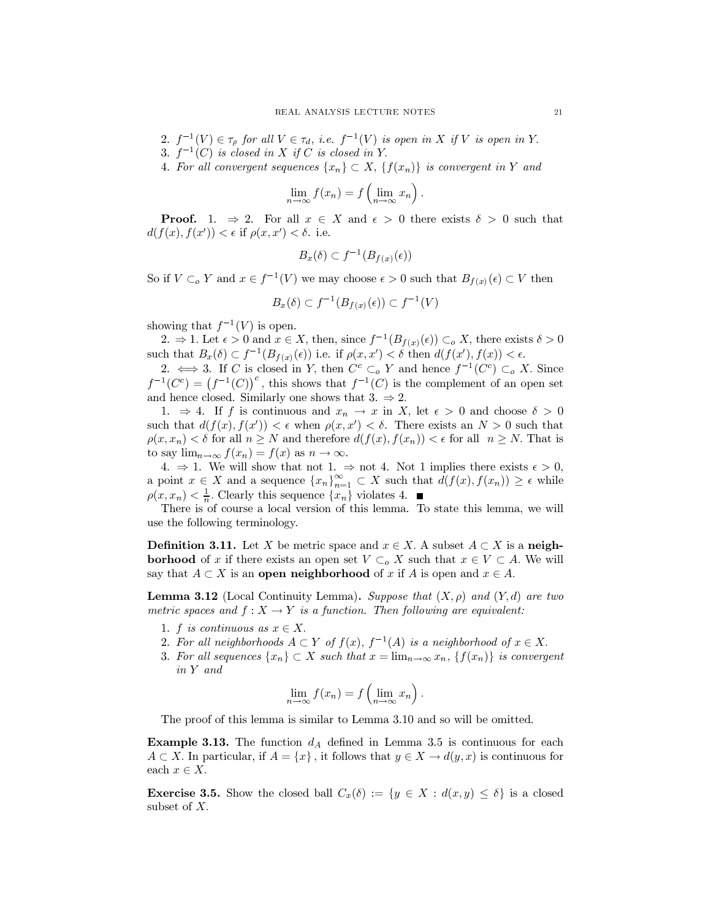2. $f^{-1}(V) \in \tau_\rho$ *for all* $V \in \tau_d$, *i.e.* $f^{-1}(V)$ *is open in* $X$ *if* $V$ *is open in* $Y$.
3. $f^{-1}(C)$ *is closed in* $X$ *if* $C$ *is closed in* $Y$.
4. *For all convergent sequences* $\{x_n\} \subset X$, $\{f(x_n)\}$ *is convergent in* $Y$ *and*

$$\lim_{n\to\infty} f(x_n) = f\left(\lim_{n\to\infty} x_n\right).$$

**Proof.** 1. $\Rightarrow$ 2. For all $x \in X$ and $\epsilon > 0$ there exists $\delta > 0$ such that $d(f(x), f(x')) < \epsilon$ if $\rho(x, x') < \delta$. i.e.

$$B_x(\delta) \subset f^{-1}(B_{f(x)}(\epsilon))$$

So if $V \subset_o Y$ and $x \in f^{-1}(V)$ we may choose $\epsilon > 0$ such that $B_{f(x)}(\epsilon) \subset V$ then

$$B_x(\delta) \subset f^{-1}(B_{f(x)}(\epsilon)) \subset f^{-1}(V)$$

showing that $f^{-1}(V)$ is open.

2. $\Rightarrow$ 1. Let $\epsilon > 0$ and $x \in X$, then, since $f^{-1}(B_{f(x)}(\epsilon)) \subset_o X$, there exists $\delta > 0$ such that $B_x(\delta) \subset f^{-1}(B_{f(x)}(\epsilon))$ i.e. if $\rho(x, x') < \delta$ then $d(f(x'), f(x)) < \epsilon$.

2. $\iff$ 3. If $C$ is closed in $Y$, then $C^c \subset_o Y$ and hence $f^{-1}(C^c) \subset_o X$. Since $f^{-1}(C^c) = \left(f^{-1}(C)\right)^c$, this shows that $f^{-1}(C)$ is the complement of an open set and hence closed. Similarly one shows that 3. $\Rightarrow$ 2.

1. $\Rightarrow$ 4. If $f$ is continuous and $x_n \to x$ in $X$, let $\epsilon > 0$ and choose $\delta > 0$ such that $d(f(x), f(x')) < \epsilon$ when $\rho(x, x') < \delta$. There exists an $N > 0$ such that $\rho(x, x_n) < \delta$ for all $n \geq N$ and therefore $d(f(x), f(x_n)) < \epsilon$ for all $n \geq N$. That is to say $\lim_{n\to\infty} f(x_n) = f(x)$ as $n \to \infty$.

4. $\Rightarrow$ 1. We will show that not 1. $\Rightarrow$ not 4. Not 1 implies there exists $\epsilon > 0$, a point $x \in X$ and a sequence $\{x_n\}_{n=1}^\infty \subset X$ such that $d(f(x), f(x_n)) \geq \epsilon$ while $\rho(x, x_n) < \frac{1}{n}$. Clearly this sequence $\{x_n\}$ violates 4. ∎

There is of course a local version of this lemma. To state this lemma, we will use the following terminology.

**Definition 3.11.** Let $X$ be metric space and $x \in X$. A subset $A \subset X$ is a **neighborhood** of $x$ if there exists an open set $V \subset_o X$ such that $x \in V \subset A$. We will say that $A \subset X$ is an **open neighborhood** of $x$ if $A$ is open and $x \in A$.

**Lemma 3.12** (Local Continuity Lemma). *Suppose that* $(X, \rho)$ *and* $(Y, d)$ *are two metric spaces and* $f : X \to Y$ *is a function. Then following are equivalent:*

1. $f$ *is continuous as* $x \in X$.
2. *For all neighborhoods* $A \subset Y$ *of* $f(x)$, $f^{-1}(A)$ *is a neighborhood of* $x \in X$.
3. *For all sequences* $\{x_n\} \subset X$ *such that* $x = \lim_{n\to\infty} x_n$, $\{f(x_n)\}$ *is convergent in* $Y$ *and*

$$\lim_{n\to\infty} f(x_n) = f\left(\lim_{n\to\infty} x_n\right).$$

The proof of this lemma is similar to Lemma 3.10 and so will be omitted.

**Example 3.13.** The function $d_A$ defined in Lemma 3.5 is continuous for each $A \subset X$. In particular, if $A = \{x\}$, it follows that $y \in X \to d(y, x)$ is continuous for each $x \in X$.

**Exercise 3.5.** Show the closed ball $C_x(\delta) := \{y \in X : d(x, y) \leq \delta\}$ is a closed subset of $X$.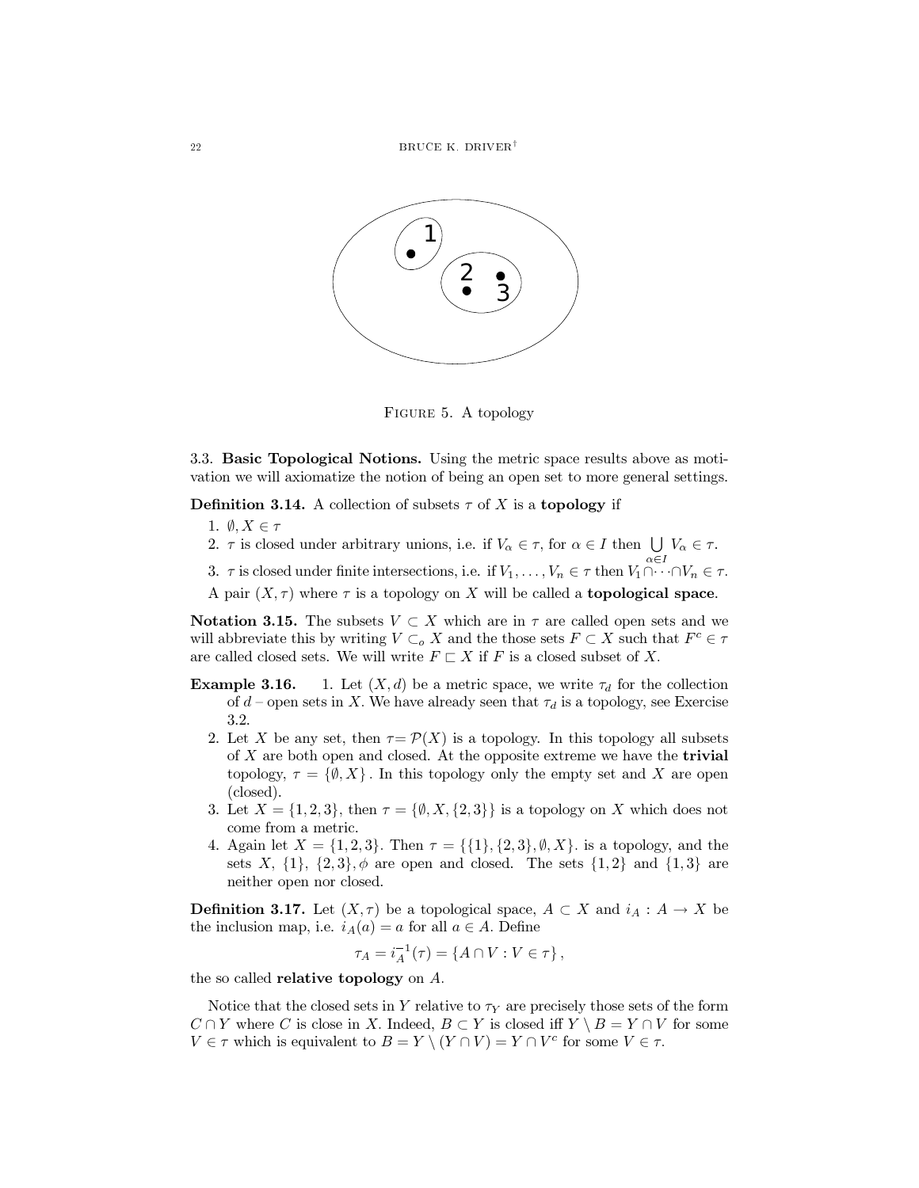FIGURE 5. A topology

3.3. **Basic Topological Notions.** Using the metric space results above as motivation we will axiomatize the notion of being an open set to more general settings.

**Definition 3.14.** A collection of subsets $\tau$ of $X$ is a **topology** if

1. $\emptyset, X \in \tau$
2. $\tau$ is closed under arbitrary unions, i.e. if $V_\alpha \in \tau$, for $\alpha \in I$ then $\bigcup_{\alpha \in I} V_\alpha \in \tau$.
3. $\tau$ is closed under finite intersections, i.e. if $V_1, \dots, V_n \in \tau$ then $V_1 \cap \cdots \cap V_n \in \tau$.

A pair $(X, \tau)$ where $\tau$ is a topology on $X$ will be called a **topological space**.

**Notation 3.15.** The subsets $V \subset X$ which are in $\tau$ are called open sets and we will abbreviate this by writing $V \subset_o X$ and the those sets $F \subset X$ such that $F^c \in \tau$ are called closed sets. We will write $F \sqsubset X$ if $F$ is a closed subset of $X$.

**Example 3.16.**

1. Let $(X, d)$ be a metric space, we write $\tau_d$ for the collection of $d$ – open sets in $X$. We have already seen that $\tau_d$ is a topology, see Exercise 3.2.
2. Let $X$ be any set, then $\tau = \mathcal{P}(X)$ is a topology. In this topology all subsets of $X$ are both open and closed. At the opposite extreme we have the **trivial** topology, $\tau = \{\emptyset, X\}$. In this topology only the empty set and $X$ are open (closed).
3. Let $X = \{1, 2, 3\}$, then $\tau = \{\emptyset, X, \{2, 3\}\}$ is a topology on $X$ which does not come from a metric.
4. Again let $X = \{1, 2, 3\}$. Then $\tau = \{\{1\}, \{2, 3\}, \emptyset, X\}$. is a topology, and the sets $X$, $\{1\}$, $\{2, 3\}, \phi$ are open and closed. The sets $\{1, 2\}$ and $\{1, 3\}$ are neither open nor closed.

**Definition 3.17.** Let $(X, \tau)$ be a topological space, $A \subset X$ and $i_A : A \to X$ be the inclusion map, i.e. $i_A(a) = a$ for all $a \in A$. Define

$$\tau_A = i_A^{-1}(\tau) = \{A \cap V : V \in \tau\},$$

the so called **relative topology** on $A$.

Notice that the closed sets in $Y$ relative to $\tau_Y$ are precisely those sets of the form $C \cap Y$ where $C$ is close in $X$. Indeed, $B \subset Y$ is closed iff $Y \setminus B = Y \cap V$ for some $V \in \tau$ which is equivalent to $B = Y \setminus (Y \cap V) = Y \cap V^c$ for some $V \in \tau$.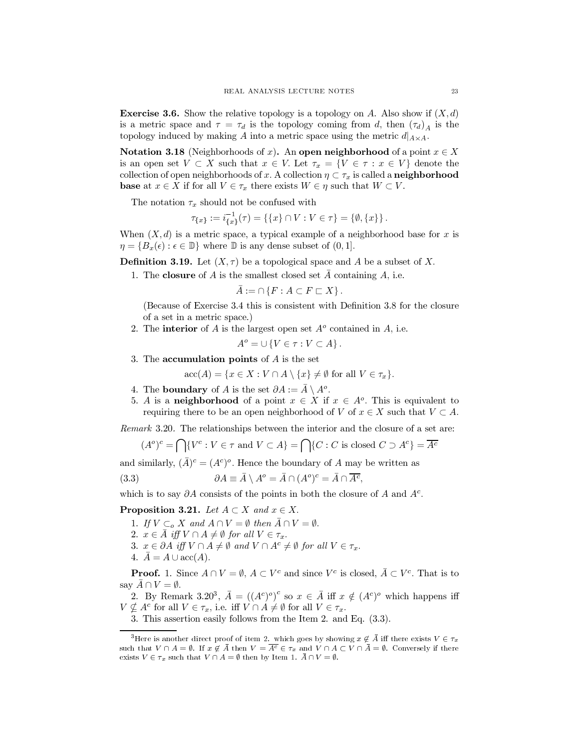**Exercise 3.6.** Show the relative topology is a topology on $A$. Also show if $(X,d)$ is a metric space and $\tau = \tau_d$ is the topology coming from $d$, then $(\tau_d)_A$ is the topology induced by making $A$ into a metric space using the metric $d|_{A\times A}$.

**Notation 3.18** (Neighborhoods of $x$)**.** An **open neighborhood** of a point $x \in X$ is an open set $V \subset X$ such that $x \in V$. Let $\tau_x = \{V \in \tau : x \in V\}$ denote the collection of open neighborhoods of $x$. A collection $\eta \subset \tau_x$ is called a **neighborhood base** at $x \in X$ if for all $V \in \tau_x$ there exists $W \in \eta$ such that $W \subset V$.

The notation $\tau_x$ should not be confused with

$$\tau_{\{x\}} := i_{\{x\}}^{-1}(\tau) = \{\{x\} \cap V : V \in \tau\} = \{\emptyset, \{x\}\}.$$

When $(X,d)$ is a metric space, a typical example of a neighborhood base for $x$ is $\eta = \{B_x(\epsilon) : \epsilon \in \mathbb{D}\}$ where $\mathbb{D}$ is any dense subset of $(0,1]$.

**Definition 3.19.** Let $(X,\tau)$ be a topological space and $A$ be a subset of $X$.

1. The **closure** of $A$ is the smallest closed set $\bar{A}$ containing $A$, i.e.

$$\bar{A} := \cap \{F : A \subset F \sqsubset X\}.$$

(Because of Exercise 3.4 this is consistent with Definition 3.8 for the closure of a set in a metric space.)

2. The **interior** of $A$ is the largest open set $A^o$ contained in $A$, i.e.

$$A^o = \cup \{V \in \tau : V \subset A\}.$$

3. The **accumulation points** of $A$ is the set

$$\mathrm{acc}(A) = \{x \in X : V \cap A \setminus \{x\} \neq \emptyset \text{ for all } V \in \tau_x\}.$$

4. The **boundary** of $A$ is the set $\partial A := \bar{A} \setminus A^o$.
5. $A$ is a **neighborhood** of a point $x \in X$ if $x \in A^o$. This is equivalent to requiring there to be an open neighborhood of $V$ of $x \in X$ such that $V \subset A$.

*Remark* 3.20. The relationships between the interior and the closure of a set are:

$$(A^o)^c = \bigcap \{V^c : V \in \tau \text{ and } V \subset A\} = \bigcap \{C : C \text{ is closed } C \supset A^c\} = \overline{A^c}$$

and similarly, $(\bar{A})^c = (A^c)^o$. Hence the boundary of $A$ may be written as

$$\partial A \equiv \bar{A} \setminus A^o = \bar{A} \cap (A^o)^c = \bar{A} \cap \overline{A^c}, \tag{3.3}$$

which is to say $\partial A$ consists of the points in both the closure of $A$ and $A^c$.

**Proposition 3.21.** *Let $A \subset X$ and $x \in X$.*

1. *If $V \subset_o X$ and $A \cap V = \emptyset$ then $\bar{A} \cap V = \emptyset$.*
2. *$x \in \bar{A}$ iff $V \cap A \neq \emptyset$ for all $V \in \tau_x$.*
3. *$x \in \partial A$ iff $V \cap A \neq \emptyset$ and $V \cap A^c \neq \emptyset$ for all $V \in \tau_x$.*
4. *$\bar{A} = A \cup \mathrm{acc}(A)$.*

**Proof.** 1. Since $A \cap V = \emptyset$, $A \subset V^c$ and since $V^c$ is closed, $\bar{A} \subset V^c$. That is to say $\bar{A} \cap V = \emptyset$.

2. By Remark 3.20[3], $\bar{A} = ((A^c)^o)^c$ so $x \in \bar{A}$ iff $x \notin (A^c)^o$ which happens iff $V \not\subset A^c$ for all $V \in \tau_x$, i.e. iff $V \cap A \neq \emptyset$ for all $V \in \tau_x$.

3. This assertion easily follows from the Item 2. and Eq. (3.3).

---

[3] Here is another direct proof of item 2. which goes by showing $x \notin \bar{A}$ iff there exists $V \in \tau_x$ such that $V \cap A = \emptyset$. If $x \notin \bar{A}$ then $V = \overline{A^c} \in \tau_x$ and $V \cap A \subset V \cap \bar{A} = \emptyset$. Conversely if there exists $V \in \tau_x$ such that $V \cap A = \emptyset$ then by Item 1. $\bar{A} \cap V = \emptyset$.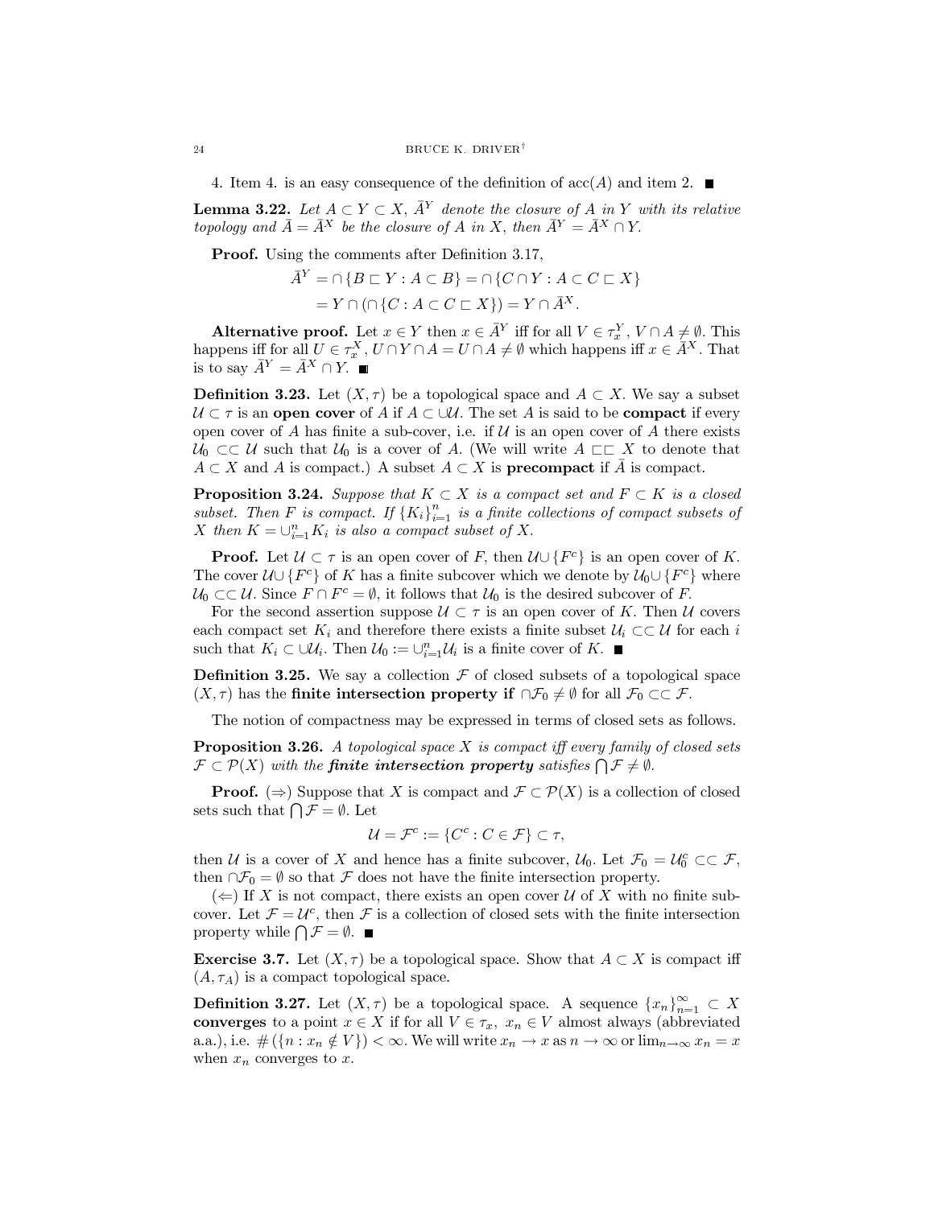4. Item 4. is an easy consequence of the definition of $\text{acc}(A)$ and item 2. ■

**Lemma 3.22.** *Let $A \subset Y \subset X$, $\bar{A}^Y$ denote the closure of $A$ in $Y$ with its relative topology and $\bar{A} = \bar{A}^X$ be the closure of $A$ in $X$, then $\bar{A}^Y = \bar{A}^X \cap Y$.*

**Proof.** Using the comments after Definition 3.17,

$$\bar{A}^Y = \cap \{B \sqsubset Y : A \subset B\} = \cap \{C \cap Y : A \subset C \sqsubset X\}$$
$$= Y \cap (\cap \{C : A \subset C \sqsubset X\}) = Y \cap \bar{A}^X.$$

**Alternative proof.** Let $x \in Y$ then $x \in \bar{A}^Y$ iff for all $V \in \tau_x^Y$, $V \cap A \neq \emptyset$. This happens iff for all $U \in \tau_x^X$, $U \cap Y \cap A = U \cap A \neq \emptyset$ which happens iff $x \in \bar{A}^X$. That is to say $\bar{A}^Y = \bar{A}^X \cap Y$. ■

**Definition 3.23.** Let $(X, \tau)$ be a topological space and $A \subset X$. We say a subset $\mathcal{U} \subset \tau$ is an **open cover** of $A$ if $A \subset \cup \mathcal{U}$. The set $A$ is said to be **compact** if every open cover of $A$ has finite a sub-cover, i.e. if $\mathcal{U}$ is an open cover of $A$ there exists $\mathcal{U}_0 \subset\subset \mathcal{U}$ such that $\mathcal{U}_0$ is a cover of $A$. (We will write $A \sqsubset\sqsubset X$ to denote that $A \subset X$ and $A$ is compact.) A subset $A \subset X$ is **precompact** if $\bar{A}$ is compact.

**Proposition 3.24.** *Suppose that $K \subset X$ is a compact set and $F \subset K$ is a closed subset. Then $F$ is compact. If $\{K_i\}_{i=1}^n$ is a finite collections of compact subsets of $X$ then $K = \cup_{i=1}^n K_i$ is also a compact subset of $X$.*

**Proof.** Let $\mathcal{U} \subset \tau$ is an open cover of $F$, then $\mathcal{U} \cup \{F^c\}$ is an open cover of $K$. The cover $\mathcal{U} \cup \{F^c\}$ of $K$ has a finite subcover which we denote by $\mathcal{U}_0 \cup \{F^c\}$ where $\mathcal{U}_0 \subset\subset \mathcal{U}$. Since $F \cap F^c = \emptyset$, it follows that $\mathcal{U}_0$ is the desired subcover of $F$.

For the second assertion suppose $\mathcal{U} \subset \tau$ is an open cover of $K$. Then $\mathcal{U}$ covers each compact set $K_i$ and therefore there exists a finite subset $\mathcal{U}_i \subset\subset \mathcal{U}$ for each $i$ such that $K_i \subset \cup \mathcal{U}_i$. Then $\mathcal{U}_0 := \cup_{i=1}^n \mathcal{U}_i$ is a finite cover of $K$. ■

**Definition 3.25.** We say a collection $\mathcal{F}$ of closed subsets of a topological space $(X, \tau)$ has the **finite intersection property if** $\cap \mathcal{F}_0 \neq \emptyset$ for all $\mathcal{F}_0 \subset\subset \mathcal{F}$.

The notion of compactness may be expressed in terms of closed sets as follows.

**Proposition 3.26.** *A topological space $X$ is compact iff every family of closed sets $\mathcal{F} \subset \mathcal{P}(X)$ with the **finite intersection property** satisfies $\bigcap \mathcal{F} \neq \emptyset$.*

**Proof.** ($\Rightarrow$) Suppose that $X$ is compact and $\mathcal{F} \subset \mathcal{P}(X)$ is a collection of closed sets such that $\bigcap \mathcal{F} = \emptyset$. Let

$$\mathcal{U} = \mathcal{F}^c := \{C^c : C \in \mathcal{F}\} \subset \tau,$$

then $\mathcal{U}$ is a cover of $X$ and hence has a finite subcover, $\mathcal{U}_0$. Let $\mathcal{F}_0 = \mathcal{U}_0^c \subset\subset \mathcal{F}$, then $\cap \mathcal{F}_0 = \emptyset$ so that $\mathcal{F}$ does not have the finite intersection property.

($\Leftarrow$) If $X$ is not compact, there exists an open cover $\mathcal{U}$ of $X$ with no finite subcover. Let $\mathcal{F} = \mathcal{U}^c$, then $\mathcal{F}$ is a collection of closed sets with the finite intersection property while $\bigcap \mathcal{F} = \emptyset$. ■

**Exercise 3.7.** Let $(X, \tau)$ be a topological space. Show that $A \subset X$ is compact iff $(A, \tau_A)$ is a compact topological space.

**Definition 3.27.** Let $(X, \tau)$ be a topological space. A sequence $\{x_n\}_{n=1}^\infty \subset X$ **converges** to a point $x \in X$ if for all $V \in \tau_x$, $x_n \in V$ almost always (abbreviated a.a.), i.e. $\#(\{n : x_n \notin V\}) < \infty$. We will write $x_n \to x$ as $n \to \infty$ or $\lim_{n\to\infty} x_n = x$ when $x_n$ converges to $x$.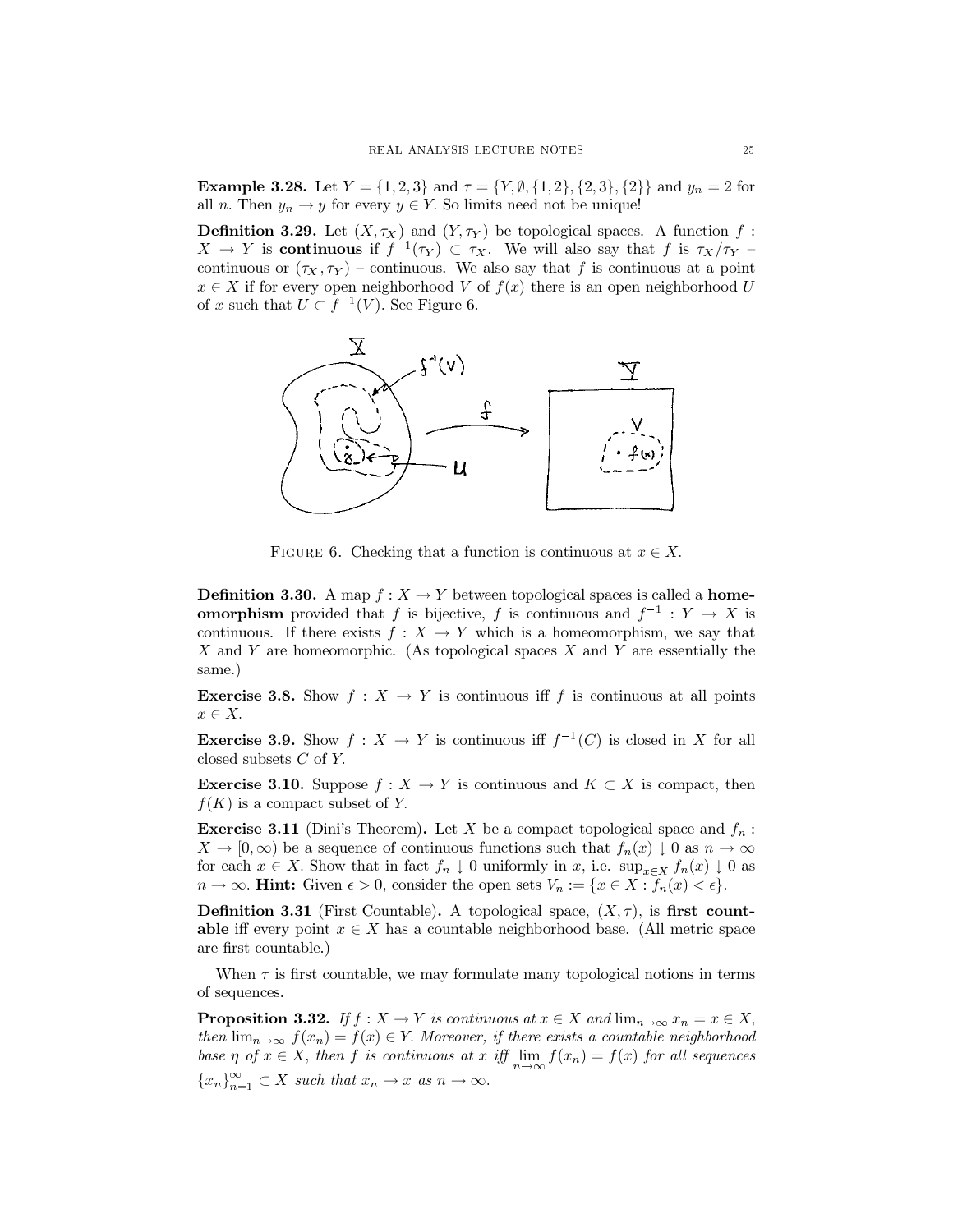**Example 3.28.** Let $Y = \{1, 2, 3\}$ and $\tau = \{Y, \emptyset, \{1, 2\}, \{2, 3\}, \{2\}\}$ and $y_n = 2$ for all $n$. Then $y_n \to y$ for every $y \in Y$. So limits need not be unique!

**Definition 3.29.** Let $(X, \tau_X)$ and $(Y, \tau_Y)$ be topological spaces. A function $f : X \to Y$ is **continuous** if $f^{-1}(\tau_Y) \subset \tau_X$. We will also say that $f$ is $\tau_X/\tau_Y$ – continuous or $(\tau_X, \tau_Y)$ – continuous. We also say that $f$ is continuous at a point $x \in X$ if for every open neighborhood $V$ of $f(x)$ there is an open neighborhood $U$ of $x$ such that $U \subset f^{-1}(V)$. See Figure 6.

FIGURE 6. Checking that a function is continuous at $x \in X$.

**Definition 3.30.** A map $f : X \to Y$ between topological spaces is called a **homeomorphism** provided that $f$ is bijective, $f$ is continuous and $f^{-1} : Y \to X$ is continuous. If there exists $f : X \to Y$ which is a homeomorphism, we say that $X$ and $Y$ are homeomorphic. (As topological spaces $X$ and $Y$ are essentially the same.)

**Exercise 3.8.** Show $f : X \to Y$ is continuous iff $f$ is continuous at all points $x \in X$.

**Exercise 3.9.** Show $f : X \to Y$ is continuous iff $f^{-1}(C)$ is closed in $X$ for all closed subsets $C$ of $Y$.

**Exercise 3.10.** Suppose $f : X \to Y$ is continuous and $K \subset X$ is compact, then $f(K)$ is a compact subset of $Y$.

**Exercise 3.11** (Dini's Theorem)**.** Let $X$ be a compact topological space and $f_n : X \to [0, \infty)$ be a sequence of continuous functions such that $f_n(x) \downarrow 0$ as $n \to \infty$ for each $x \in X$. Show that in fact $f_n \downarrow 0$ uniformly in $x$, i.e. $\sup_{x \in X} f_n(x) \downarrow 0$ as $n \to \infty$. **Hint:** Given $\epsilon > 0$, consider the open sets $V_n := \{x \in X : f_n(x) < \epsilon\}$.

**Definition 3.31** (First Countable)**.** A topological space, $(X, \tau)$, is **first countable** iff every point $x \in X$ has a countable neighborhood base. (All metric space are first countable.)

When $\tau$ is first countable, we may formulate many topological notions in terms of sequences.

**Proposition 3.32.** *If $f : X \to Y$ is continuous at $x \in X$ and $\lim_{n\to\infty} x_n = x \in X$, then $\lim_{n\to\infty} f(x_n) = f(x) \in Y$. Moreover, if there exists a countable neighborhood base $\eta$ of $x \in X$, then $f$ is continuous at $x$ iff $\lim_{n\to\infty} f(x_n) = f(x)$ for all sequences $\{x_n\}_{n=1}^{\infty} \subset X$ such that $x_n \to x$ as $n \to \infty$.*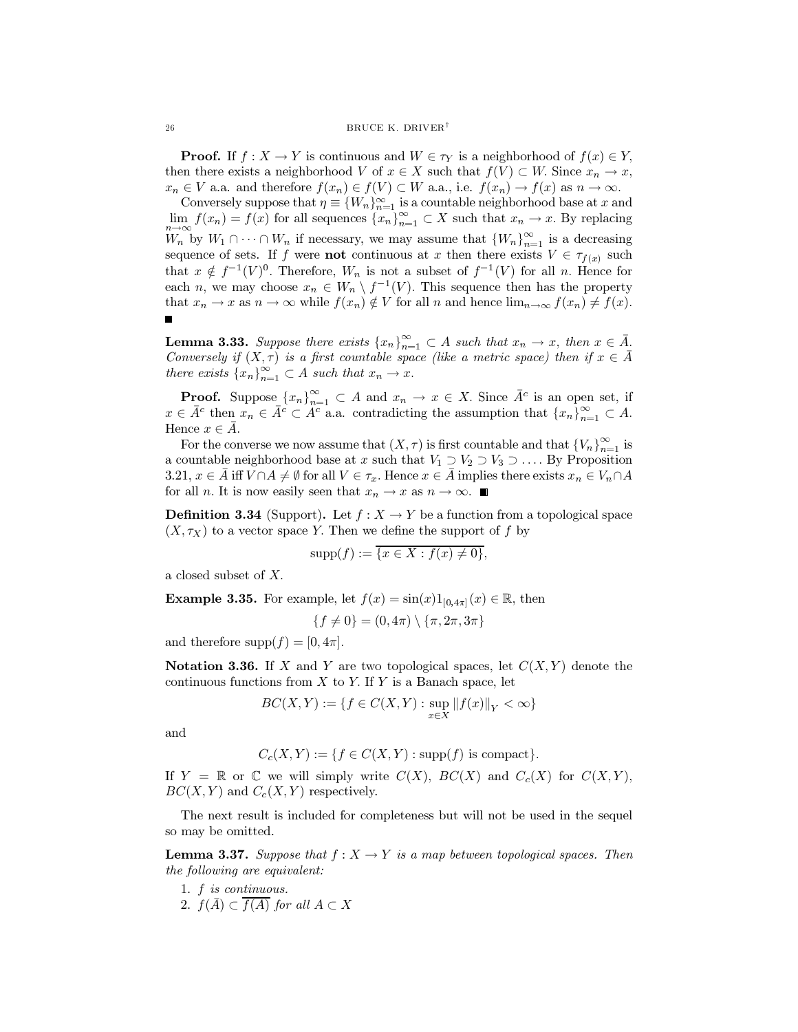**Proof.** If $f : X \to Y$ is continuous and $W \in \tau_Y$ is a neighborhood of $f(x) \in Y$, then there exists a neighborhood $V$ of $x \in X$ such that $f(V) \subset W$. Since $x_n \to x$, $x_n \in V$ a.a. and therefore $f(x_n) \in f(V) \subset W$ a.a., i.e. $f(x_n) \to f(x)$ as $n \to \infty$.

Conversely suppose that $\eta \equiv \{W_n\}_{n=1}^\infty$ is a countable neighborhood base at $x$ and $\lim_{n\to\infty} f(x_n) = f(x)$ for all sequences $\{x_n\}_{n=1}^\infty \subset X$ such that $x_n \to x$. By replacing $W_n$ by $W_1 \cap \cdots \cap W_n$ if necessary, we may assume that $\{W_n\}_{n=1}^\infty$ is a decreasing sequence of sets. If $f$ were **not** continuous at $x$ then there exists $V \in \tau_{f(x)}$ such that $x \notin f^{-1}(V)^0$. Therefore, $W_n$ is not a subset of $f^{-1}(V)$ for all $n$. Hence for each $n$, we may choose $x_n \in W_n \setminus f^{-1}(V)$. This sequence then has the property that $x_n \to x$ as $n \to \infty$ while $f(x_n) \notin V$ for all $n$ and hence $\lim_{n\to\infty} f(x_n) \neq f(x)$. ∎

**Lemma 3.33.** *Suppose there exists $\{x_n\}_{n=1}^\infty \subset A$ such that $x_n \to x$, then $x \in \bar{A}$. Conversely if $(X, \tau)$ is a first countable space (like a metric space) then if $x \in \bar{A}$ there exists $\{x_n\}_{n=1}^\infty \subset A$ such that $x_n \to x$.*

**Proof.** Suppose $\{x_n\}_{n=1}^\infty \subset A$ and $x_n \to x \in X$. Since $\bar{A}^c$ is an open set, if $x \in \bar{A}^c$ then $x_n \in \bar{A}^c \subset A^c$ a.a. contradicting the assumption that $\{x_n\}_{n=1}^\infty \subset A$. Hence $x \in \bar{A}$.

For the converse we now assume that $(X, \tau)$ is first countable and that $\{V_n\}_{n=1}^\infty$ is a countable neighborhood base at $x$ such that $V_1 \supset V_2 \supset V_3 \supset \dots$. By Proposition 3.21, $x \in \bar{A}$ iff $V \cap A \neq \emptyset$ for all $V \in \tau_x$. Hence $x \in \bar{A}$ implies there exists $x_n \in V_n \cap A$ for all $n$. It is now easily seen that $x_n \to x$ as $n \to \infty$. ∎

**Definition 3.34** (Support)**.** Let $f : X \to Y$ be a function from a topological space $(X, \tau_X)$ to a vector space $Y$. Then we define the support of $f$ by

$$\mathrm{supp}(f) := \overline{\{x \in X : f(x) \neq 0\}},$$

a closed subset of $X$.

**Example 3.35.** For example, let $f(x) = \sin(x)1_{[0,4\pi]}(x) \in \mathbb{R}$, then

$$\{f \neq 0\} = (0, 4\pi) \setminus \{\pi, 2\pi, 3\pi\}$$

and therefore $\mathrm{supp}(f) = [0, 4\pi]$.

**Notation 3.36.** If $X$ and $Y$ are two topological spaces, let $C(X, Y)$ denote the continuous functions from $X$ to $Y$. If $Y$ is a Banach space, let

$$BC(X, Y) := \{f \in C(X, Y) : \sup_{x\in X} \|f(x)\|_Y < \infty\}$$

and

$$C_c(X, Y) := \{f \in C(X, Y) : \mathrm{supp}(f) \text{ is compact}\}.$$

If $Y = \mathbb{R}$ or $\mathbb{C}$ we will simply write $C(X)$, $BC(X)$ and $C_c(X)$ for $C(X, Y)$, $BC(X, Y)$ and $C_c(X, Y)$ respectively.

The next result is included for completeness but will not be used in the sequel so may be omitted.

**Lemma 3.37.** *Suppose that $f : X \to Y$ is a map between topological spaces. Then the following are equivalent:*

1. *$f$ is continuous.*
2. *$f(\bar{A}) \subset \overline{f(A)}$ for all $A \subset X$*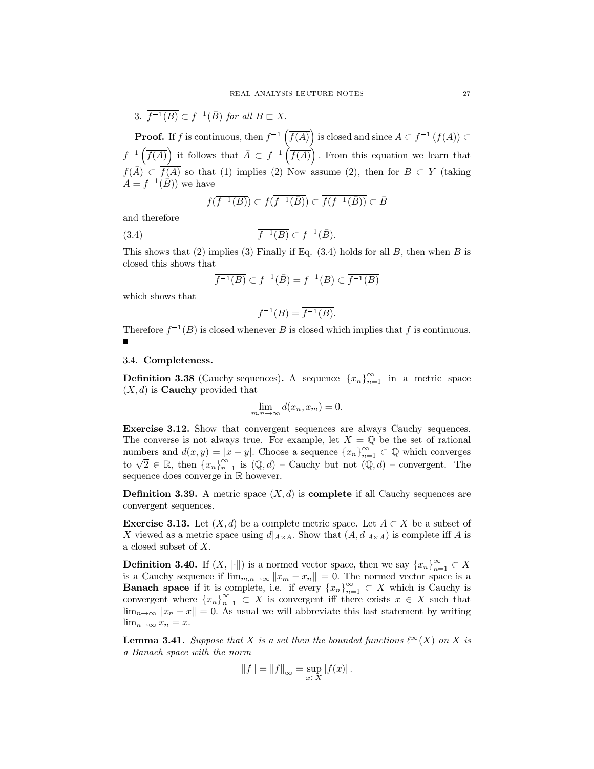3. $\overline{f^{-1}(B)} \subset f^{-1}(\bar{B})$ *for all* $B \sqsubset X$.

**Proof.** If $f$ is continuous, then $f^{-1}\left(\overline{f(A)}\right)$ is closed and since $A \subset f^{-1}(f(A)) \subset f^{-1}\left(\overline{f(A)}\right)$ it follows that $\bar{A} \subset f^{-1}\left(\overline{f(A)}\right)$. From this equation we learn that $f(\bar{A}) \subset \overline{f(A)}$ so that (1) implies (2) Now assume (2), then for $B \subset Y$ (taking $A = f^{-1}(\bar{B})$) we have

$$f(\overline{f^{-1}(B)}) \subset f(\overline{f^{-1}(\bar{B})}) \subset \overline{f(f^{-1}(\bar{B}))} \subset \bar{B}$$

and therefore

$$\overline{f^{-1}(B)} \subset f^{-1}(\bar{B}). \tag{3.4}$$

This shows that (2) implies (3) Finally if Eq. (3.4) holds for all $B$, then when $B$ is closed this shows that

$$\overline{f^{-1}(B)} \subset f^{-1}(\bar{B}) = f^{-1}(B) \subset \overline{f^{-1}(B)}$$

which shows that

$$f^{-1}(B) = \overline{f^{-1}(B)}.$$

Therefore $f^{-1}(B)$ is closed whenever $B$ is closed which implies that $f$ is continuous. ■

### 3.4. Completeness.

**Definition 3.38** (Cauchy sequences)**.** A sequence $\{x_n\}_{n=1}^{\infty}$ in a metric space $(X, d)$ is **Cauchy** provided that

$$\lim_{m,n\to\infty} d(x_n, x_m) = 0.$$

**Exercise 3.12.** Show that convergent sequences are always Cauchy sequences. The converse is not always true. For example, let $X = \mathbb{Q}$ be the set of rational numbers and $d(x, y) = |x - y|$. Choose a sequence $\{x_n\}_{n=1}^{\infty} \subset \mathbb{Q}$ which converges to $\sqrt{2} \in \mathbb{R}$, then $\{x_n\}_{n=1}^{\infty}$ is $(\mathbb{Q}, d)$ – Cauchy but not $(\mathbb{Q}, d)$ – convergent. The sequence does converge in $\mathbb{R}$ however.

**Definition 3.39.** A metric space $(X, d)$ is **complete** if all Cauchy sequences are convergent sequences.

**Exercise 3.13.** Let $(X, d)$ be a complete metric space. Let $A \subset X$ be a subset of $X$ viewed as a metric space using $d|_{A\times A}$. Show that $(A, d|_{A\times A})$ is complete iff $A$ is a closed subset of $X$.

**Definition 3.40.** If $(X, \|\cdot\|)$ is a normed vector space, then we say $\{x_n\}_{n=1}^{\infty} \subset X$ is a Cauchy sequence if $\lim_{m,n\to\infty} \|x_m - x_n\| = 0$. The normed vector space is a **Banach space** if it is complete, i.e. if every $\{x_n\}_{n=1}^{\infty} \subset X$ which is Cauchy is convergent where $\{x_n\}_{n=1}^{\infty} \subset X$ is convergent iff there exists $x \in X$ such that $\lim_{n\to\infty} \|x_n - x\| = 0$. As usual we will abbreviate this last statement by writing $\lim_{n\to\infty} x_n = x$.

**Lemma 3.41.** *Suppose that $X$ is a set then the bounded functions $\ell^{\infty}(X)$ on $X$ is a Banach space with the norm*

$$\|f\| = \|f\|_{\infty} = \sup_{x\in X} |f(x)|.$$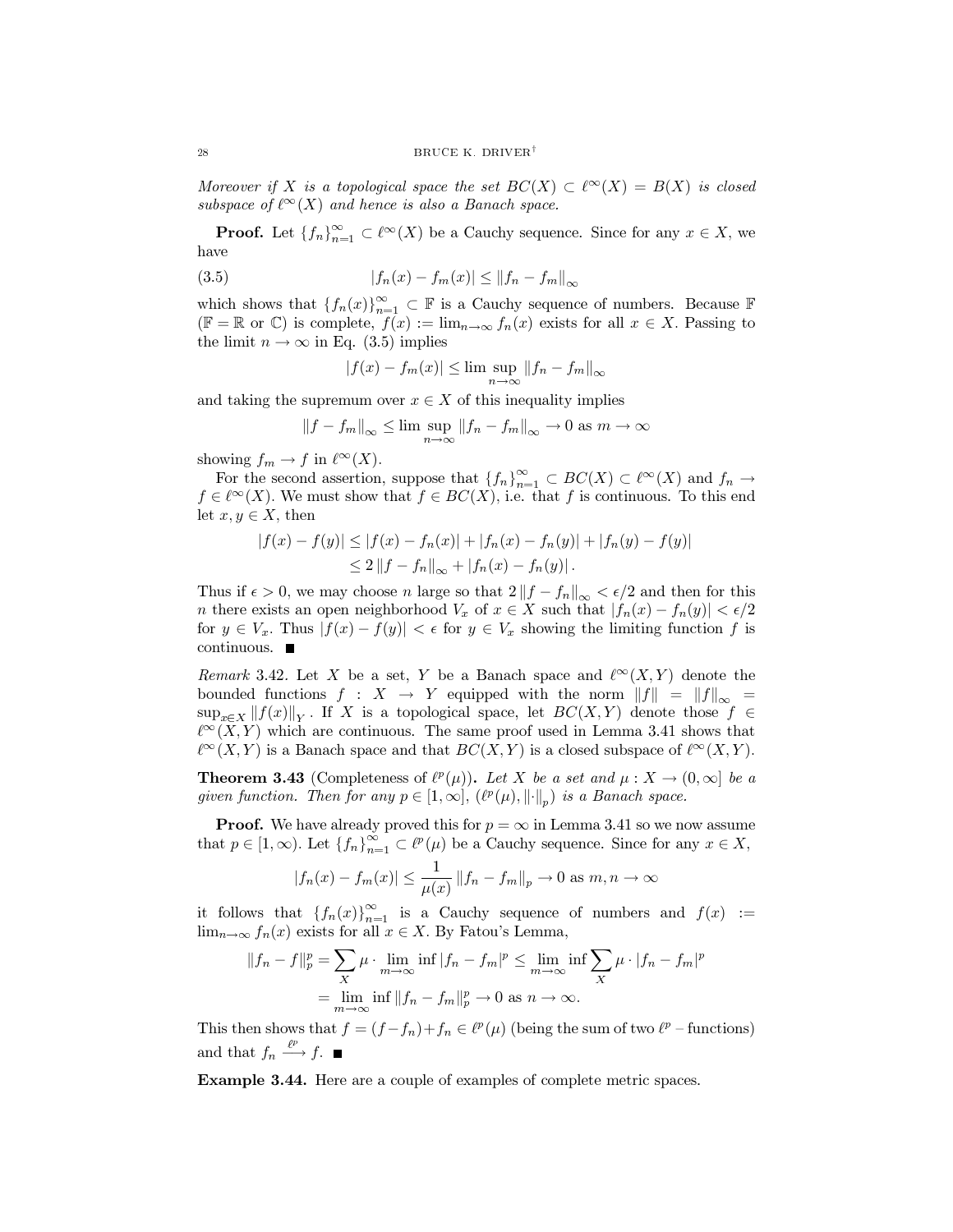*Moreover if $X$ is a topological space the set $BC(X) \subset \ell^\infty(X) = B(X)$ is closed subspace of $\ell^\infty(X)$ and hence is also a Banach space.*

**Proof.** Let $\{f_n\}_{n=1}^\infty \subset \ell^\infty(X)$ be a Cauchy sequence. Since for any $x \in X$, we have

$$|f_n(x) - f_m(x)| \le \|f_n - f_m\|_\infty \tag{3.5}$$

which shows that $\{f_n(x)\}_{n=1}^\infty \subset \mathbb{F}$ is a Cauchy sequence of numbers. Because $\mathbb{F}$ ($\mathbb{F} = \mathbb{R}$ or $\mathbb{C}$) is complete, $f(x) := \lim_{n\to\infty} f_n(x)$ exists for all $x \in X$. Passing to the limit $n \to \infty$ in Eq. (3.5) implies

$$|f(x) - f_m(x)| \le \limsup_{n\to\infty} \|f_n - f_m\|_\infty$$

and taking the supremum over $x \in X$ of this inequality implies

$$\|f - f_m\|_\infty \le \limsup_{n\to\infty} \|f_n - f_m\|_\infty \to 0 \text{ as } m \to \infty$$

showing $f_m \to f$ in $\ell^\infty(X)$.

For the second assertion, suppose that $\{f_n\}_{n=1}^\infty \subset BC(X) \subset \ell^\infty(X)$ and $f_n \to f \in \ell^\infty(X)$. We must show that $f \in BC(X)$, i.e. that $f$ is continuous. To this end let $x, y \in X$, then

$$\begin{aligned}
|f(x) - f(y)| &\le |f(x) - f_n(x)| + |f_n(x) - f_n(y)| + |f_n(y) - f(y)| \\
&\le 2\|f - f_n\|_\infty + |f_n(x) - f_n(y)|.
\end{aligned}$$

Thus if $\epsilon > 0$, we may choose $n$ large so that $2\|f - f_n\|_\infty < \epsilon/2$ and then for this $n$ there exists an open neighborhood $V_x$ of $x \in X$ such that $|f_n(x) - f_n(y)| < \epsilon/2$ for $y \in V_x$. Thus $|f(x) - f(y)| < \epsilon$ for $y \in V_x$ showing the limiting function $f$ is continuous. ■

*Remark* 3.42. Let $X$ be a set, $Y$ be a Banach space and $\ell^\infty(X, Y)$ denote the bounded functions $f : X \to Y$ equipped with the norm $\|f\| = \|f\|_\infty = \sup_{x\in X} \|f(x)\|_Y$. If $X$ is a topological space, let $BC(X, Y)$ denote those $f \in \ell^\infty(X, Y)$ which are continuous. The same proof used in Lemma 3.41 shows that $\ell^\infty(X, Y)$ is a Banach space and that $BC(X, Y)$ is a closed subspace of $\ell^\infty(X, Y)$.

**Theorem 3.43** (Completeness of $\ell^p(\mu)$)**.** *Let $X$ be a set and $\mu : X \to (0, \infty]$ be a given function. Then for any $p \in [1, \infty]$, $(\ell^p(\mu), \|\cdot\|_p)$ is a Banach space.*

**Proof.** We have already proved this for $p = \infty$ in Lemma 3.41 so we now assume that $p \in [1, \infty)$. Let $\{f_n\}_{n=1}^\infty \subset \ell^p(\mu)$ be a Cauchy sequence. Since for any $x \in X$,

$$|f_n(x) - f_m(x)| \le \frac{1}{\mu(x)} \|f_n - f_m\|_p \to 0 \text{ as } m, n \to \infty$$

it follows that $\{f_n(x)\}_{n=1}^\infty$ is a Cauchy sequence of numbers and $f(x) := \lim_{n\to\infty} f_n(x)$ exists for all $x \in X$. By Fatou's Lemma,

$$\begin{aligned}
\|f_n - f\|_p^p &= \sum_X \mu \cdot \liminf_{m\to\infty} |f_n - f_m|^p \le \liminf_{m\to\infty} \sum_X \mu \cdot |f_n - f_m|^p \\
&= \liminf_{m\to\infty} \|f_n - f_m\|_p^p \to 0 \text{ as } n \to \infty.
\end{aligned}$$

This then shows that $f = (f - f_n) + f_n \in \ell^p(\mu)$ (being the sum of two $\ell^p$ – functions) and that $f_n \xrightarrow{\ell^p} f$. ■

**Example 3.44.** Here are a couple of examples of complete metric spaces.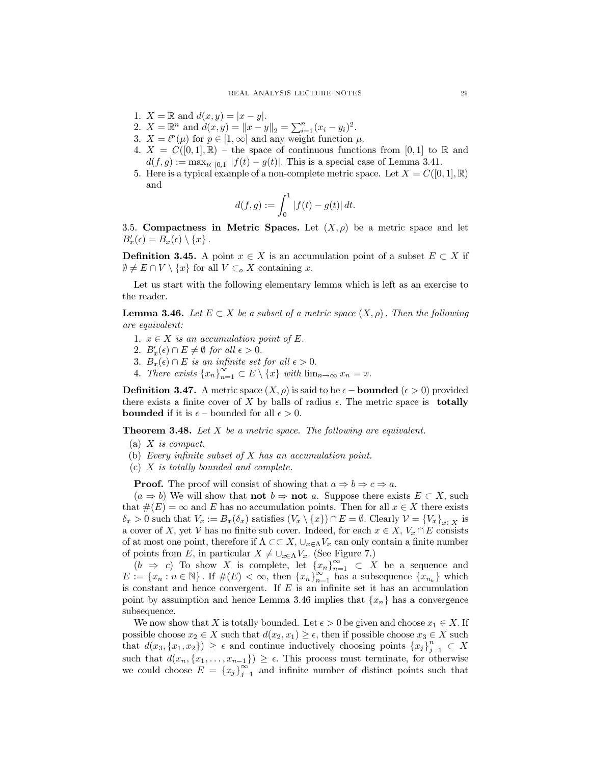1. $X = \mathbb{R}$ and $d(x, y) = |x - y|$.
2. $X = \mathbb{R}^n$ and $d(x, y) = \|x - y\|_2 = \sum_{i=1}^n (x_i - y_i)^2$.
3. $X = \ell^p(\mu)$ for $p \in [1, \infty]$ and any weight function $\mu$.
4. $X = C([0, 1], \mathbb{R})$ – the space of continuous functions from $[0, 1]$ to $\mathbb{R}$ and $d(f, g) := \max_{t \in [0,1]} |f(t) - g(t)|$. This is a special case of Lemma 3.41.
5. Here is a typical example of a non-complete metric space. Let $X = C([0, 1], \mathbb{R})$ and

$$d(f, g) := \int_0^1 |f(t) - g(t)| \, dt.$$

3.5. **Compactness in Metric Spaces.** Let $(X, \rho)$ be a metric space and let $B'_x(\epsilon) = B_x(\epsilon) \setminus \{x\}$.

**Definition 3.45.** A point $x \in X$ is an accumulation point of a subset $E \subset X$ if $\emptyset \neq E \cap V \setminus \{x\}$ for all $V \subset_o X$ containing $x$.

Let us start with the following elementary lemma which is left as an exercise to the reader.

**Lemma 3.46.** *Let $E \subset X$ be a subset of a metric space $(X, \rho)$. Then the following are equivalent:*

1. *$x \in X$ is an accumulation point of $E$.*
2. *$B'_x(\epsilon) \cap E \neq \emptyset$ for all $\epsilon > 0$.*
3. *$B_x(\epsilon) \cap E$ is an infinite set for all $\epsilon > 0$.*
4. *There exists $\{x_n\}_{n=1}^\infty \subset E \setminus \{x\}$ with $\lim_{n \to \infty} x_n = x$.*

**Definition 3.47.** A metric space $(X, \rho)$ is said to be $\epsilon -$ **bounded** ($\epsilon > 0$) provided there exists a finite cover of $X$ by balls of radius $\epsilon$. The metric space is **totally bounded** if it is $\epsilon$ – bounded for all $\epsilon > 0$.

**Theorem 3.48.** *Let $X$ be a metric space. The following are equivalent.*

(a) *$X$ is compact.*
(b) *Every infinite subset of $X$ has an accumulation point.*
(c) *$X$ is totally bounded and complete.*

**Proof.** The proof will consist of showing that $a \Rightarrow b \Rightarrow c \Rightarrow a$.

($a \Rightarrow b$) We will show that **not** $b \Rightarrow$ **not** $a$. Suppose there exists $E \subset X$, such that $\#(E) = \infty$ and $E$ has no accumulation points. Then for all $x \in X$ there exists $\delta_x > 0$ such that $V_x := B_x(\delta_x)$ satisfies $(V_x \setminus \{x\}) \cap E = \emptyset$. Clearly $\mathcal{V} = \{V_x\}_{x \in X}$ is a cover of $X$, yet $\mathcal{V}$ has no finite sub cover. Indeed, for each $x \in X$, $V_x \cap E$ consists of at most one point, therefore if $\Lambda \subset\subset X$, $\cup_{x \in \Lambda} V_x$ can only contain a finite number of points from $E$, in particular $X \neq \cup_{x \in \Lambda} V_x$. (See Figure 7.)

($b \Rightarrow c$) To show $X$ is complete, let $\{x_n\}_{n=1}^\infty \subset X$ be a sequence and $E := \{x_n : n \in \mathbb{N}\}$. If $\#(E) < \infty$, then $\{x_n\}_{n=1}^\infty$ has a subsequence $\{x_{n_k}\}$ which is constant and hence convergent. If $E$ is an infinite set it has an accumulation point by assumption and hence Lemma 3.46 implies that $\{x_n\}$ has a convergence subsequence.

We now show that $X$ is totally bounded. Let $\epsilon > 0$ be given and choose $x_1 \in X$. If possible choose $x_2 \in X$ such that $d(x_2, x_1) \geq \epsilon$, then if possible choose $x_3 \in X$ such that $d(x_3, \{x_1, x_2\}) \geq \epsilon$ and continue inductively choosing points $\{x_j\}_{j=1}^n \subset X$ such that $d(x_n, \{x_1, \ldots, x_{n-1}\}) \geq \epsilon$. This process must terminate, for otherwise we could choose $E = \{x_j\}_{j=1}^\infty$ and infinite number of distinct points such that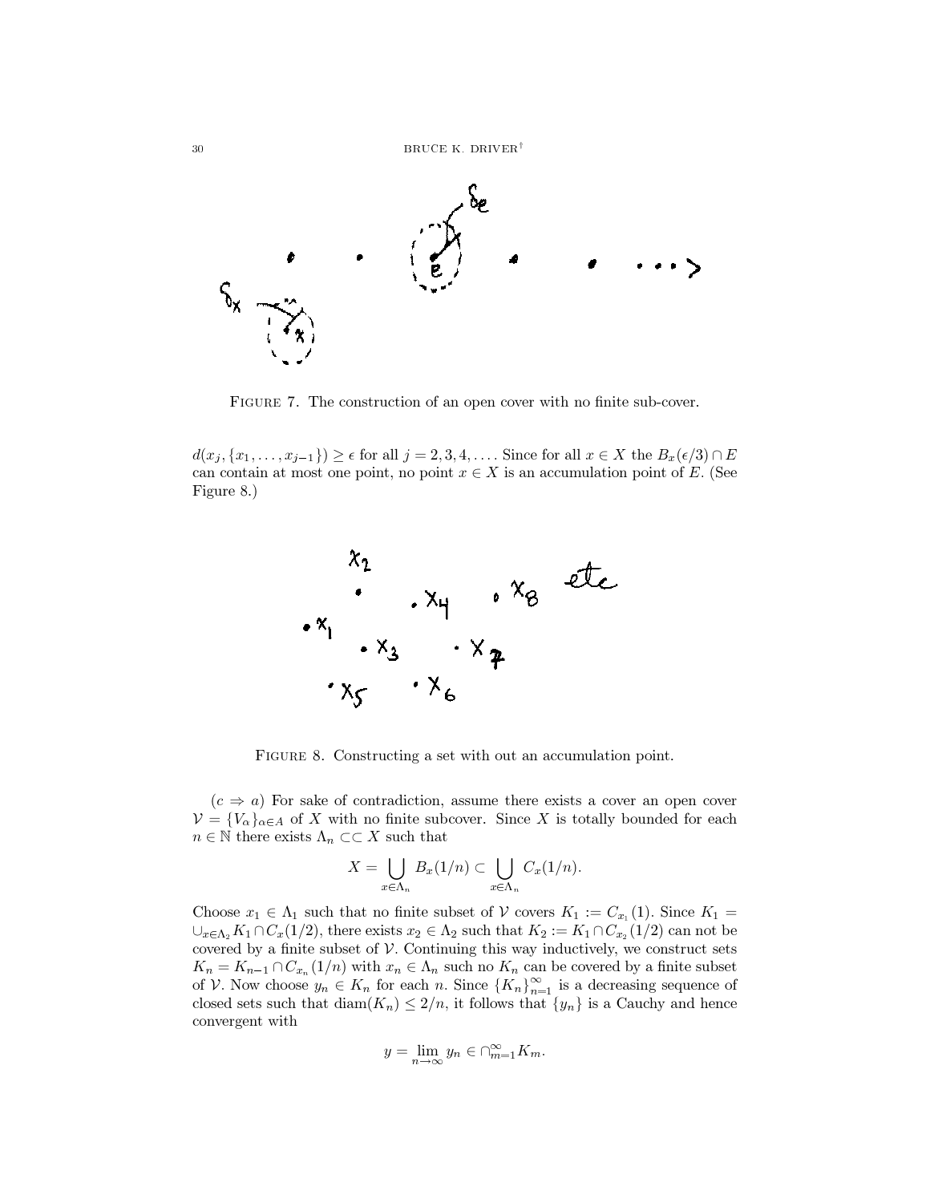FIGURE 7. The construction of an open cover with no finite sub-cover.

$d(x_j, \{x_1, \ldots, x_{j-1}\}) \geq \epsilon$ for all $j = 2, 3, 4, \ldots$. Since for all $x \in X$ the $B_x(\epsilon/3) \cap E$ can contain at most one point, no point $x \in X$ is an accumulation point of $E$. (See Figure 8.)

FIGURE 8. Constructing a set with out an accumulation point.

($c \Rightarrow a$) For sake of contradiction, assume there exists a cover an open cover $\mathcal{V} = \{V_\alpha\}_{\alpha \in A}$ of $X$ with no finite subcover. Since $X$ is totally bounded for each $n \in \mathbb{N}$ there exists $\Lambda_n \subset\subset X$ such that

$$X = \bigcup_{x \in \Lambda_n} B_x(1/n) \subset \bigcup_{x \in \Lambda_n} C_x(1/n).$$

Choose $x_1 \in \Lambda_1$ such that no finite subset of $\mathcal{V}$ covers $K_1 := C_{x_1}(1)$. Since $K_1 = \cup_{x \in \Lambda_2} K_1 \cap C_x(1/2)$, there exists $x_2 \in \Lambda_2$ such that $K_2 := K_1 \cap C_{x_2}(1/2)$ can not be covered by a finite subset of $\mathcal{V}$. Continuing this way inductively, we construct sets $K_n = K_{n-1} \cap C_{x_n}(1/n)$ with $x_n \in \Lambda_n$ such no $K_n$ can be covered by a finite subset of $\mathcal{V}$. Now choose $y_n \in K_n$ for each $n$. Since $\{K_n\}_{n=1}^\infty$ is a decreasing sequence of closed sets such that $\operatorname{diam}(K_n) \leq 2/n$, it follows that $\{y_n\}$ is a Cauchy and hence convergent with

$$y = \lim_{n \to \infty} y_n \in \cap_{m=1}^\infty K_m.$$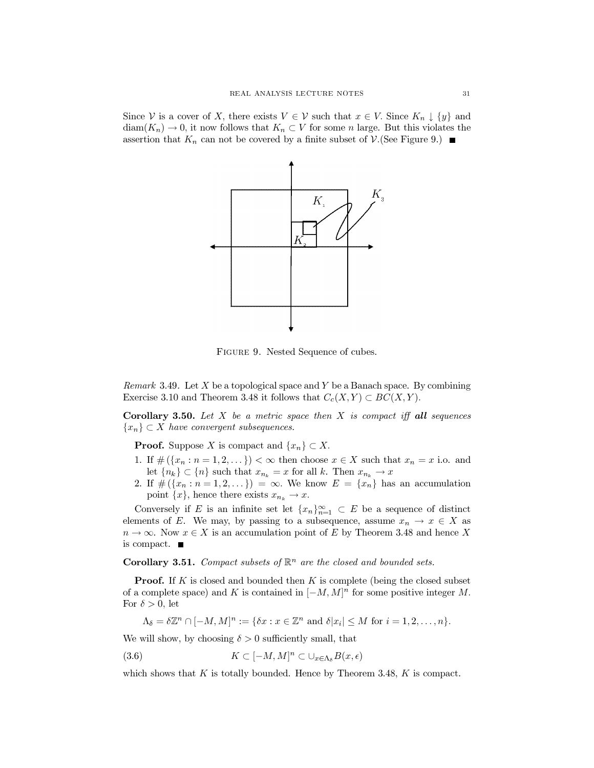Since $\mathcal{V}$ is a cover of $X$, there exists $V \in \mathcal{V}$ such that $x \in V$. Since $K_n \downarrow \{y\}$ and $\text{diam}(K_n) \to 0$, it now follows that $K_n \subset V$ for some $n$ large. But this violates the assertion that $K_n$ can not be covered by a finite subset of $\mathcal{V}$.(See Figure 9.) ■

Figure 9. Nested Sequence of cubes.

*Remark* 3.49. Let $X$ be a topological space and $Y$ be a Banach space. By combining Exercise 3.10 and Theorem 3.48 it follows that $C_c(X, Y) \subset BC(X, Y)$.

**Corollary 3.50.** *Let $X$ be a metric space then $X$ is compact iff **all** sequences $\{x_n\} \subset X$ have convergent subsequences.*

**Proof.** Suppose $X$ is compact and $\{x_n\} \subset X$.

1. If $\#(\{x_n : n = 1, 2, \dots\}) < \infty$ then choose $x \in X$ such that $x_n = x$ i.o. and let $\{n_k\} \subset \{n\}$ such that $x_{n_k} = x$ for all $k$. Then $x_{n_k} \to x$
2. If $\#(\{x_n : n = 1, 2, \dots\}) = \infty$. We know $E = \{x_n\}$ has an accumulation point $\{x\}$, hence there exists $x_{n_k} \to x$.

Conversely if $E$ is an infinite set let $\{x_n\}_{n=1}^{\infty} \subset E$ be a sequence of distinct elements of $E$. We may, by passing to a subsequence, assume $x_n \to x \in X$ as $n \to \infty$. Now $x \in X$ is an accumulation point of $E$ by Theorem 3.48 and hence $X$ is compact. ■

**Corollary 3.51.** *Compact subsets of $\mathbb{R}^n$ are the closed and bounded sets.*

**Proof.** If $K$ is closed and bounded then $K$ is complete (being the closed subset of a complete space) and $K$ is contained in $[-M, M]^n$ for some positive integer $M$. For $\delta > 0$, let

$$\Lambda_\delta = \delta\mathbb{Z}^n \cap [-M, M]^n := \{\delta x : x \in \mathbb{Z}^n \text{ and } \delta|x_i| \le M \text{ for } i = 1, 2, \dots, n\}.$$

We will show, by choosing $\delta > 0$ sufficiently small, that

$$K \subset [-M, M]^n \subset \cup_{x \in \Lambda_\delta} B(x, \epsilon) \tag{3.6}$$

which shows that $K$ is totally bounded. Hence by Theorem 3.48, $K$ is compact.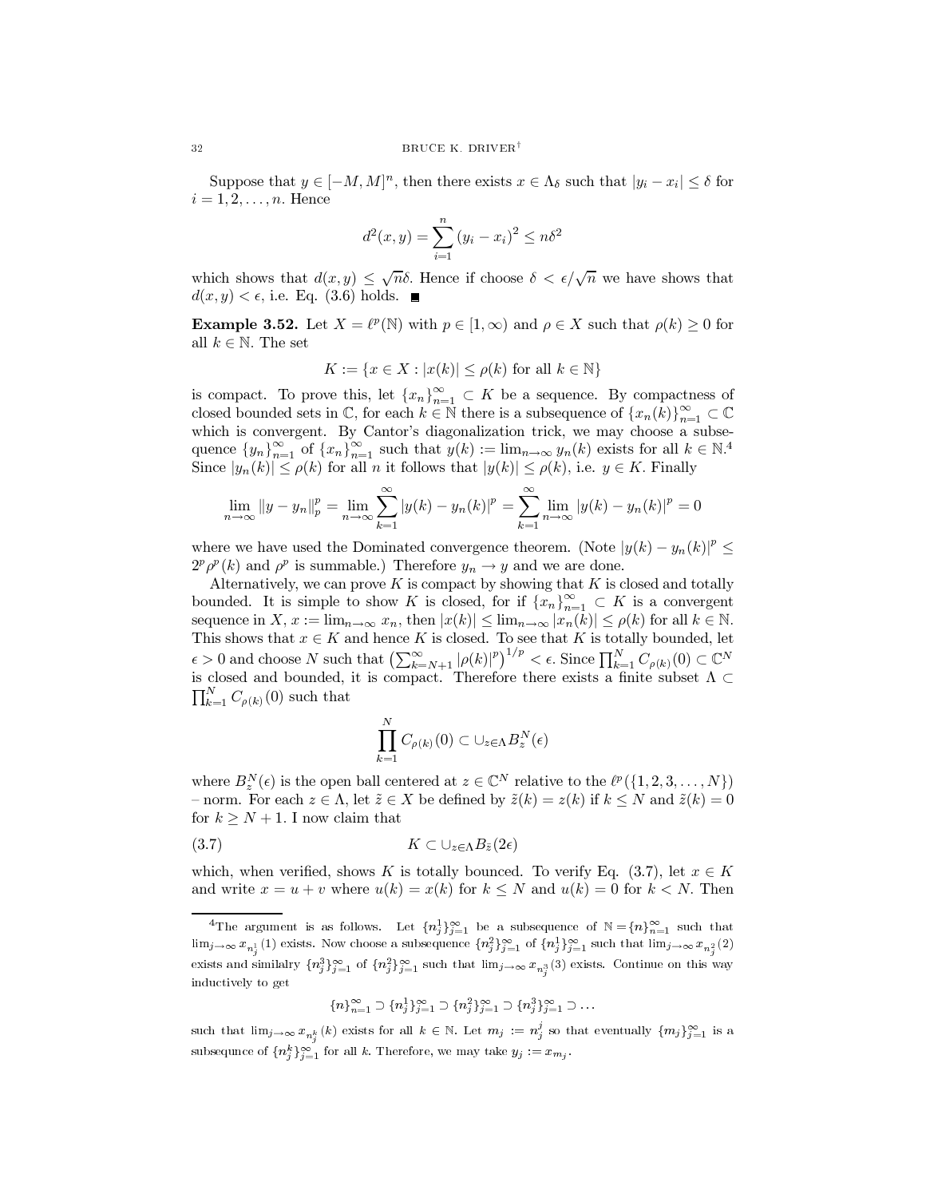Suppose that $y \in [-M, M]^n$, then there exists $x \in \Lambda_\delta$ such that $|y_i - x_i| \le \delta$ for $i = 1, 2, \ldots, n$. Hence

$$d^2(x, y) = \sum_{i=1}^{n} (y_i - x_i)^2 \le n\delta^2$$

which shows that $d(x, y) \le \sqrt{n}\delta$. Hence if choose $\delta < \epsilon/\sqrt{n}$ we have shows that $d(x, y) < \epsilon$, i.e. Eq. (3.6) holds. ∎

**Example 3.52.** Let $X = \ell^p(\mathbb{N})$ with $p \in [1, \infty)$ and $\rho \in X$ such that $\rho(k) \ge 0$ for all $k \in \mathbb{N}$. The set

$$K := \{x \in X : |x(k)| \le \rho(k) \text{ for all } k \in \mathbb{N}\}$$

is compact. To prove this, let $\{x_n\}_{n=1}^{\infty} \subset K$ be a sequence. By compactness of closed bounded sets in $\mathbb{C}$, for each $k \in \mathbb{N}$ there is a subsequence of $\{x_n(k)\}_{n=1}^{\infty} \subset \mathbb{C}$ which is convergent. By Cantor's diagonalization trick, we may choose a subsequence $\{y_n\}_{n=1}^{\infty}$ of $\{x_n\}_{n=1}^{\infty}$ such that $y(k) := \lim_{n\to\infty} y_n(k)$ exists for all $k \in \mathbb{N}$.[4] Since $|y_n(k)| \le \rho(k)$ for all $n$ it follows that $|y(k)| \le \rho(k)$, i.e. $y \in K$. Finally

$$\lim_{n\to\infty} \|y - y_n\|_p^p = \lim_{n\to\infty} \sum_{k=1}^{\infty} |y(k) - y_n(k)|^p = \sum_{k=1}^{\infty} \lim_{n\to\infty} |y(k) - y_n(k)|^p = 0$$

where we have used the Dominated convergence theorem. (Note $|y(k) - y_n(k)|^p \le 2^p \rho^p(k)$ and $\rho^p$ is summable.) Therefore $y_n \to y$ and we are done.

Alternatively, we can prove $K$ is compact by showing that $K$ is closed and totally bounded. It is simple to show $K$ is closed, for if $\{x_n\}_{n=1}^{\infty} \subset K$ is a convergent sequence in $X$, $x := \lim_{n\to\infty} x_n$, then $|x(k)| \le \lim_{n\to\infty} |x_n(k)| \le \rho(k)$ for all $k \in \mathbb{N}$. This shows that $x \in K$ and hence $K$ is closed. To see that $K$ is totally bounded, let $\epsilon > 0$ and choose $N$ such that $\left(\sum_{k=N+1}^{\infty} |\rho(k)|^p\right)^{1/p} < \epsilon$. Since $\prod_{k=1}^{N} C_{\rho(k)}(0) \subset \mathbb{C}^N$ is closed and bounded, it is compact. Therefore there exists a finite subset $\Lambda \subset \prod_{k=1}^{N} C_{\rho(k)}(0)$ such that

$$\prod_{k=1}^{N} C_{\rho(k)}(0) \subset \cup_{z\in\Lambda} B_z^N(\epsilon)$$

where $B_z^N(\epsilon)$ is the open ball centered at $z \in \mathbb{C}^N$ relative to the $\ell^p(\{1, 2, 3, \ldots, N\})$ – norm. For each $z \in \Lambda$, let $\tilde{z} \in X$ be defined by $\tilde{z}(k) = z(k)$ if $k \le N$ and $\tilde{z}(k) = 0$ for $k \ge N + 1$. I now claim that

$$K \subset \cup_{z\in\Lambda} B_{\tilde{z}}(2\epsilon) \tag{3.7}$$

which, when verified, shows $K$ is totally bounced. To verify Eq. (3.7), let $x \in K$ and write $x = u + v$ where $u(k) = x(k)$ for $k \le N$ and $u(k) = 0$ for $k < N$. Then

---

[4] The argument is as follows. Let $\{n_j^1\}_{j=1}^{\infty}$ be a subsequence of $\mathbb{N} = \{n\}_{n=1}^{\infty}$ such that $\lim_{j\to\infty} x_{n_j^1}(1)$ exists. Now choose a subsequence $\{n_j^2\}_{j=1}^{\infty}$ of $\{n_j^1\}_{j=1}^{\infty}$ such that $\lim_{j\to\infty} x_{n_j^2}(2)$ exists and similalry $\{n_j^3\}_{j=1}^{\infty}$ of $\{n_j^2\}_{j=1}^{\infty}$ such that $\lim_{j\to\infty} x_{n_j^3}(3)$ exists. Continue on this way inductively to get

$$\{n\}_{n=1}^{\infty} \supset \{n_j^1\}_{j=1}^{\infty} \supset \{n_j^2\}_{j=1}^{\infty} \supset \{n_j^3\}_{j=1}^{\infty} \supset \ldots$$

such that $\lim_{j\to\infty} x_{n_j^k}(k)$ exists for all $k \in \mathbb{N}$. Let $m_j := n_j^j$ so that eventually $\{m_j\}_{j=1}^{\infty}$ is a subsequnce of $\{n_j^k\}_{j=1}^{\infty}$ for all $k$. Therefore, we may take $y_j := x_{m_j}$.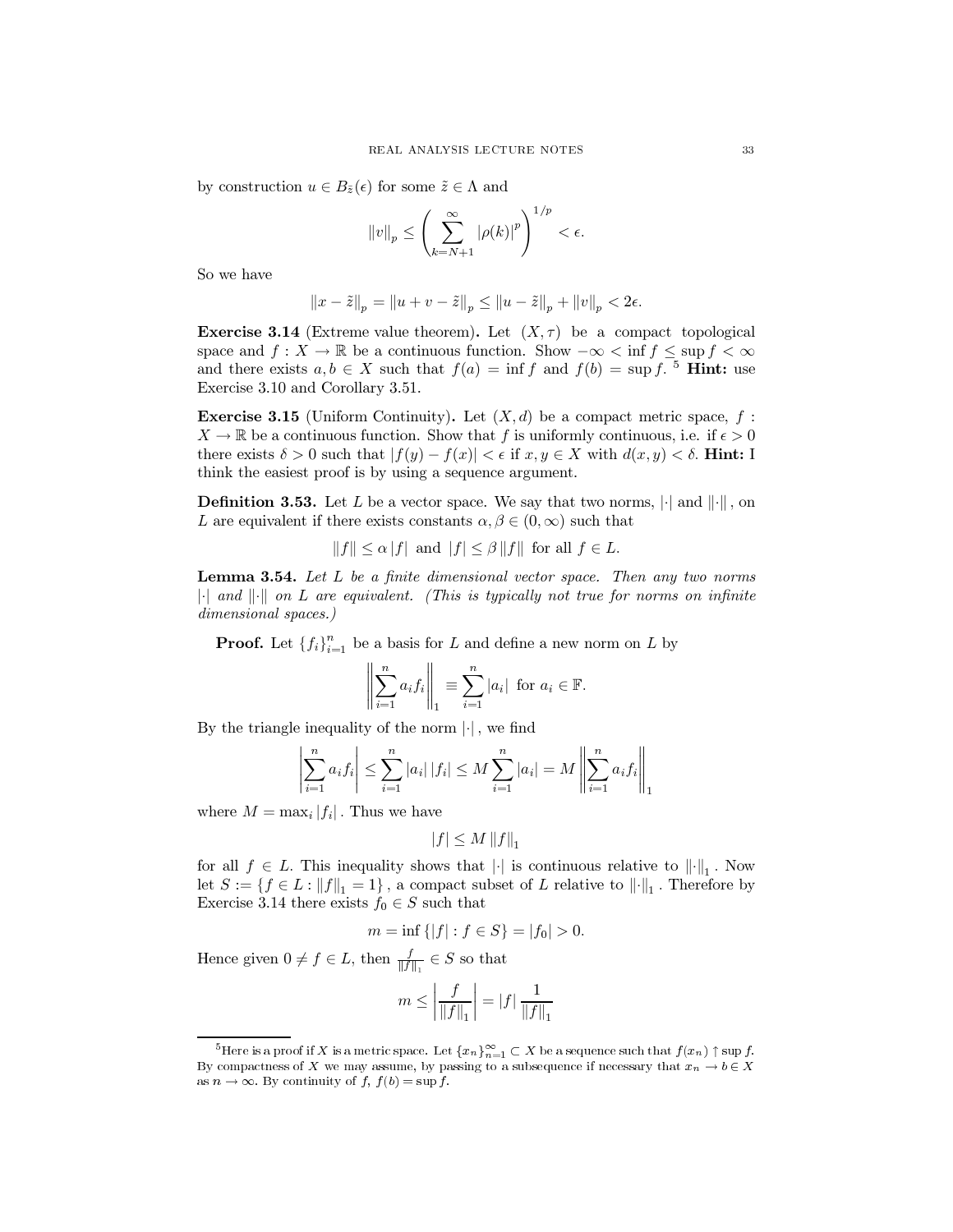by construction $u \in B_{\tilde{z}}(\epsilon)$ for some $\tilde{z} \in \Lambda$ and

$$\|v\|_p \le \left( \sum_{k=N+1}^{\infty} |\rho(k)|^p \right)^{1/p} < \epsilon.$$

So we have

$$\|x - \tilde{z}\|_p = \|u + v - \tilde{z}\|_p \le \|u - \tilde{z}\|_p + \|v\|_p < 2\epsilon.$$

**Exercise 3.14** (Extreme value theorem)**.** Let $(X, \tau)$ be a compact topological space and $f : X \to \mathbb{R}$ be a continuous function. Show $-\infty < \inf f \le \sup f < \infty$ and there exists $a, b \in X$ such that $f(a) = \inf f$ and $f(b) = \sup f$. [5] **Hint:** use Exercise 3.10 and Corollary 3.51.

**Exercise 3.15** (Uniform Continuity)**.** Let $(X, d)$ be a compact metric space, $f : X \to \mathbb{R}$ be a continuous function. Show that $f$ is uniformly continuous, i.e. if $\epsilon > 0$ there exists $\delta > 0$ such that $|f(y) - f(x)| < \epsilon$ if $x, y \in X$ with $d(x, y) < \delta$. **Hint:** I think the easiest proof is by using a sequence argument.

**Definition 3.53.** Let $L$ be a vector space. We say that two norms, $|\cdot|$ and $\|\cdot\|$, on $L$ are equivalent if there exists constants $\alpha, \beta \in (0, \infty)$ such that

$$\|f\| \le \alpha |f| \text{ and } |f| \le \beta \|f\| \text{ for all } f \in L.$$

**Lemma 3.54.** *Let $L$ be a finite dimensional vector space. Then any two norms $|\cdot|$ and $\|\cdot\|$ on $L$ are equivalent. (This is typically not true for norms on infinite dimensional spaces.)*

**Proof.** Let $\{f_i\}_{i=1}^n$ be a basis for $L$ and define a new norm on $L$ by

$$\left\| \sum_{i=1}^n a_i f_i \right\|_1 \equiv \sum_{i=1}^n |a_i| \text{ for } a_i \in \mathbb{F}.$$

By the triangle inequality of the norm $|\cdot|$, we find

$$\left| \sum_{i=1}^n a_i f_i \right| \le \sum_{i=1}^n |a_i| |f_i| \le M \sum_{i=1}^n |a_i| = M \left\| \sum_{i=1}^n a_i f_i \right\|_1$$

where $M = \max_i |f_i|$. Thus we have

$$|f| \le M \|f\|_1$$

for all $f \in L$. This inequality shows that $|\cdot|$ is continuous relative to $\|\cdot\|_1$. Now let $S := \{f \in L : \|f\|_1 = 1\}$, a compact subset of $L$ relative to $\|\cdot\|_1$. Therefore by Exercise 3.14 there exists $f_0 \in S$ such that

$$m = \inf \{|f| : f \in S\} = |f_0| > 0.$$

Hence given $0 \ne f \in L$, then $\frac{f}{\|f\|_1} \in S$ so that

$$m \le \left| \frac{f}{\|f\|_1} \right| = |f| \frac{1}{\|f\|_1}$$

[5] Here is a proof if $X$ is a metric space. Let $\{x_n\}_{n=1}^\infty \subset X$ be a sequence such that $f(x_n) \uparrow \sup f$. By compactness of $X$ we may assume, by passing to a subsequence if necessary that $x_n \to b \in X$ as $n \to \infty$. By continuity of $f$, $f(b) = \sup f$.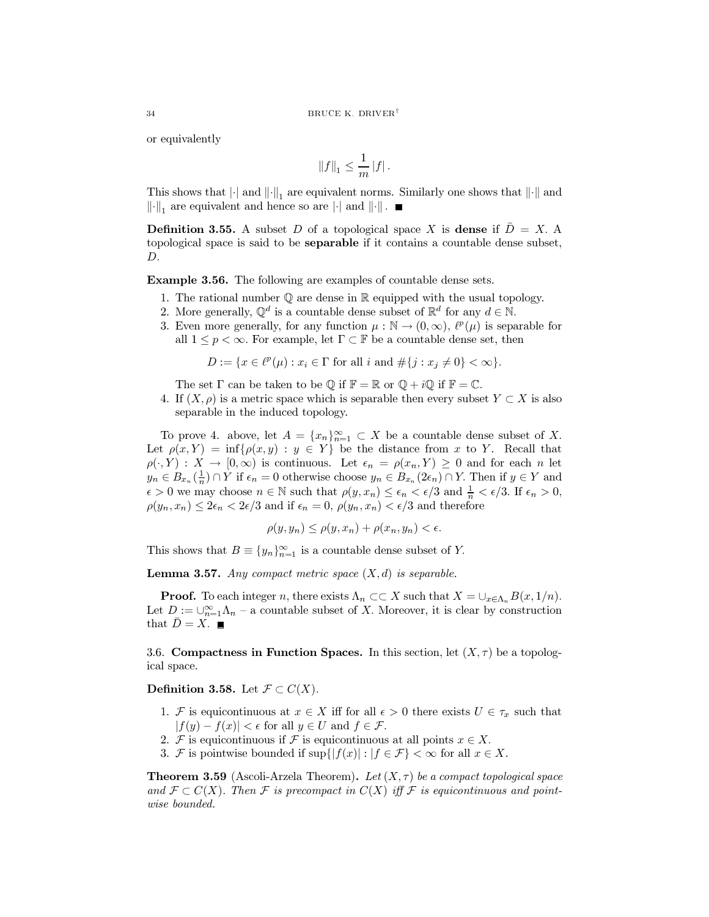or equivalently

$$\|f\|_1 \leq \frac{1}{m} |f| .$$

This shows that $|\cdot|$ and $\|\cdot\|_1$ are equivalent norms. Similarly one shows that $\|\cdot\|$ and $\|\cdot\|_1$ are equivalent and hence so are $|\cdot|$ and $\|\cdot\|$. ■

**Definition 3.55.** A subset $D$ of a topological space $X$ is **dense** if $\bar{D} = X$. A topological space is said to be **separable** if it contains a countable dense subset, $D$.

**Example 3.56.** The following are examples of countable dense sets.

1. The rational number $\mathbb{Q}$ are dense in $\mathbb{R}$ equipped with the usual topology.
2. More generally, $\mathbb{Q}^d$ is a countable dense subset of $\mathbb{R}^d$ for any $d \in \mathbb{N}$.
3. Even more generally, for any function $\mu : \mathbb{N} \to (0, \infty)$, $\ell^p(\mu)$ is separable for all $1 \leq p < \infty$. For example, let $\Gamma \subset \mathbb{F}$ be a countable dense set, then

$$D := \{x \in \ell^p(\mu) : x_i \in \Gamma \text{ for all } i \text{ and } \#\{j : x_j \neq 0\} < \infty\}.$$

   The set $\Gamma$ can be taken to be $\mathbb{Q}$ if $\mathbb{F} = \mathbb{R}$ or $\mathbb{Q} + i\mathbb{Q}$ if $\mathbb{F} = \mathbb{C}$.
4. If $(X, \rho)$ is a metric space which is separable then every subset $Y \subset X$ is also separable in the induced topology.

To prove 4. above, let $A = \{x_n\}_{n=1}^{\infty} \subset X$ be a countable dense subset of $X$. Let $\rho(x, Y) = \inf\{\rho(x, y) : y \in Y\}$ be the distance from $x$ to $Y$. Recall that $\rho(\cdot, Y) : X \to [0, \infty)$ is continuous. Let $\epsilon_n = \rho(x_n, Y) \geq 0$ and for each $n$ let $y_n \in B_{x_n}(\frac{1}{n}) \cap Y$ if $\epsilon_n = 0$ otherwise choose $y_n \in B_{x_n}(2\epsilon_n) \cap Y$. Then if $y \in Y$ and $\epsilon > 0$ we may choose $n \in \mathbb{N}$ such that $\rho(y, x_n) \leq \epsilon_n < \epsilon/3$ and $\frac{1}{n} < \epsilon/3$. If $\epsilon_n > 0$, $\rho(y_n, x_n) \leq 2\epsilon_n < 2\epsilon/3$ and if $\epsilon_n = 0$, $\rho(y_n, x_n) < \epsilon/3$ and therefore

$$\rho(y, y_n) \leq \rho(y, x_n) + \rho(x_n, y_n) < \epsilon.$$

This shows that $B \equiv \{y_n\}_{n=1}^{\infty}$ is a countable dense subset of $Y$.

**Lemma 3.57.** *Any compact metric space $(X, d)$ is separable.*

**Proof.** To each integer $n$, there exists $\Lambda_n \subset\subset X$ such that $X = \cup_{x \in \Lambda_n} B(x, 1/n)$. Let $D := \cup_{n=1}^{\infty} \Lambda_n$ – a countable subset of $X$. Moreover, it is clear by construction that $\bar{D} = X$. ■

## 3.6. Compactness in Function Spaces.

In this section, let $(X, \tau)$ be a topological space.

**Definition 3.58.** Let $\mathcal{F} \subset C(X)$.

1. $\mathcal{F}$ is equicontinuous at $x \in X$ iff for all $\epsilon > 0$ there exists $U \in \tau_x$ such that $|f(y) - f(x)| < \epsilon$ for all $y \in U$ and $f \in \mathcal{F}$.
2. $\mathcal{F}$ is equicontinuous if $\mathcal{F}$ is equicontinuous at all points $x \in X$.
3. $\mathcal{F}$ is pointwise bounded if $\sup\{|f(x)| : |f \in \mathcal{F}\} < \infty$ for all $x \in X$.

**Theorem 3.59** (Ascoli-Arzela Theorem)**.** *Let $(X, \tau)$ be a compact topological space and $\mathcal{F} \subset C(X)$. Then $\mathcal{F}$ is precompact in $C(X)$ iff $\mathcal{F}$ is equicontinuous and pointwise bounded.*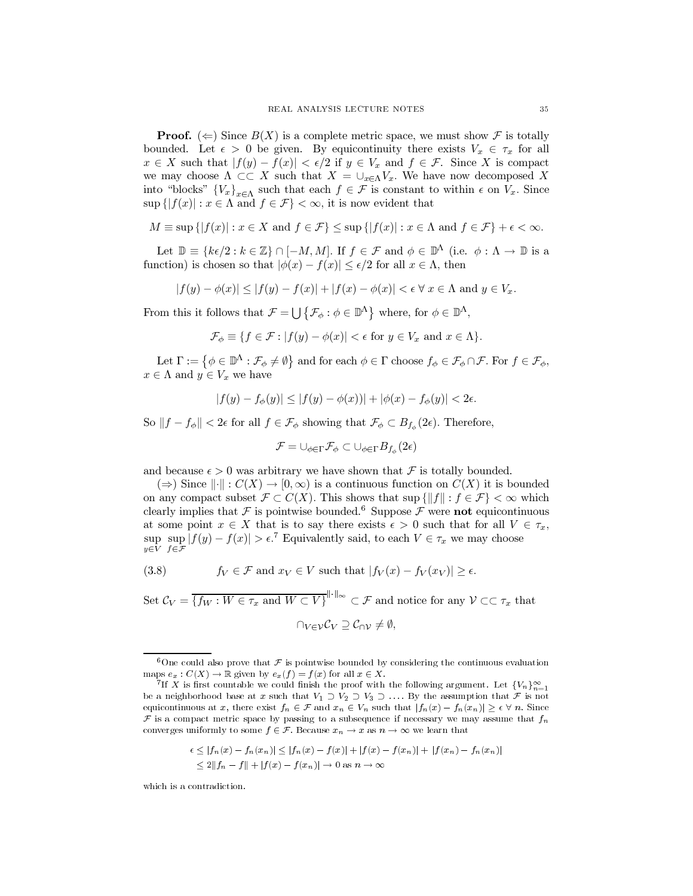**Proof.** ($\Leftarrow$) Since $B(X)$ is a complete metric space, we must show $\mathcal{F}$ is totally bounded. Let $\epsilon > 0$ be given. By equicontinuity there exists $V_x \in \tau_x$ for all $x \in X$ such that $|f(y) - f(x)| < \epsilon/2$ if $y \in V_x$ and $f \in \mathcal{F}$. Since $X$ is compact we may choose $\Lambda \subset\subset X$ such that $X = \cup_{x\in\Lambda} V_x$. We have now decomposed $X$ into "blocks" $\{V_x\}_{x\in\Lambda}$ such that each $f \in \mathcal{F}$ is constant to within $\epsilon$ on $V_x$. Since $\sup\{|f(x)| : x \in \Lambda \text{ and } f \in \mathcal{F}\} < \infty$, it is now evident that

$$M \equiv \sup\{|f(x)| : x \in X \text{ and } f \in \mathcal{F}\} \le \sup\{|f(x)| : x \in \Lambda \text{ and } f \in \mathcal{F}\} + \epsilon < \infty.$$

Let $\mathbb{D} \equiv \{k\epsilon/2 : k \in \mathbb{Z}\} \cap [-M, M]$. If $f \in \mathcal{F}$ and $\phi \in \mathbb{D}^\Lambda$ (i.e. $\phi : \Lambda \to \mathbb{D}$ is a function) is chosen so that $|\phi(x) - f(x)| \le \epsilon/2$ for all $x \in \Lambda$, then

$$|f(y) - \phi(x)| \le |f(y) - f(x)| + |f(x) - \phi(x)| < \epsilon \ \forall\ x \in \Lambda \text{ and } y \in V_x.$$

From this it follows that $\mathcal{F} = \bigcup\left\{\mathcal{F}_\phi : \phi \in \mathbb{D}^\Lambda\right\}$ where, for $\phi \in \mathbb{D}^\Lambda$,

$$\mathcal{F}_\phi \equiv \{f \in \mathcal{F} : |f(y) - \phi(x)| < \epsilon \text{ for } y \in V_x \text{ and } x \in \Lambda\}.$$

Let $\Gamma := \left\{\phi \in \mathbb{D}^\Lambda : \mathcal{F}_\phi \neq \emptyset\right\}$ and for each $\phi \in \Gamma$ choose $f_\phi \in \mathcal{F}_\phi \cap \mathcal{F}$. For $f \in \mathcal{F}_\phi$, $x \in \Lambda$ and $y \in V_x$ we have

$$|f(y) - f_\phi(y)| \le |f(y) - \phi(x))| + |\phi(x) - f_\phi(y)| < 2\epsilon.$$

So $\|f - f_\phi\| < 2\epsilon$ for all $f \in \mathcal{F}_\phi$ showing that $\mathcal{F}_\phi \subset B_{f_\phi}(2\epsilon)$. Therefore,

$$\mathcal{F} = \cup_{\phi\in\Gamma}\mathcal{F}_\phi \subset \cup_{\phi\in\Gamma} B_{f_\phi}(2\epsilon)$$

and because $\epsilon > 0$ was arbitrary we have shown that $\mathcal{F}$ is totally bounded.

($\Rightarrow$) Since $\|\cdot\| : C(X) \to [0, \infty)$ is a continuous function on $C(X)$ it is bounded on any compact subset $\mathcal{F} \subset C(X)$. This shows that $\sup\{\|f\| : f \in \mathcal{F}\} < \infty$ which clearly implies that $\mathcal{F}$ is pointwise bounded.[6] Suppose $\mathcal{F}$ were **not** equicontinuous at some point $x \in X$ that is to say there exists $\epsilon > 0$ such that for all $V \in \tau_x$, $\sup\limits_{y\in V}\sup\limits_{f\in\mathcal{F}} |f(y) - f(x)| > \epsilon$.[7] Equivalently said, to each $V \in \tau_x$ we may choose

$$f_V \in \mathcal{F} \text{ and } x_V \in V \text{ such that } |f_V(x) - f_V(x_V)| \ge \epsilon. \tag{3.8}$$

Set $\mathcal{C}_V = \overline{\{f_W : W \in \tau_x \text{ and } W \subset V\}}^{\|\cdot\|_\infty} \subset \mathcal{F}$ and notice for any $\mathcal{V} \subset\subset \tau_x$ that

$$\cap_{V\in\mathcal{V}}\mathcal{C}_V \supseteq \mathcal{C}_{\cap\mathcal{V}} \neq \emptyset,$$

---

[6] One could also prove that $\mathcal{F}$ is pointwise bounded by considering the continuous evaluation maps $e_x : C(X) \to \mathbb{R}$ given by $e_x(f) = f(x)$ for all $x \in X$.

[7] If $X$ is first countable we could finish the proof with the following argument. Let $\{V_n\}_{n=1}^\infty$ be a neighborhood base at $x$ such that $V_1 \supset V_2 \supset V_3 \supset \ldots$. By the assumption that $\mathcal{F}$ is not equicontinuous at $x$, there exist $f_n \in \mathcal{F}$ and $x_n \in V_n$ such that $|f_n(x) - f_n(x_n)| \ge \epsilon\ \forall\ n$. Since $\mathcal{F}$ is a compact metric space by passing to a subsequence if necessary we may assume that $f_n$ converges uniformly to some $f \in \mathcal{F}$. Because $x_n \to x$ as $n \to \infty$ we learn that

$$\begin{aligned}\epsilon \le |f_n(x) - f_n(x_n)| &\le |f_n(x) - f(x)| + |f(x) - f(x_n)| + |f(x_n) - f_n(x_n)| \\ &\le 2\|f_n - f\| + |f(x) - f(x_n)| \to 0 \text{ as } n \to \infty\end{aligned}$$

which is a contradiction.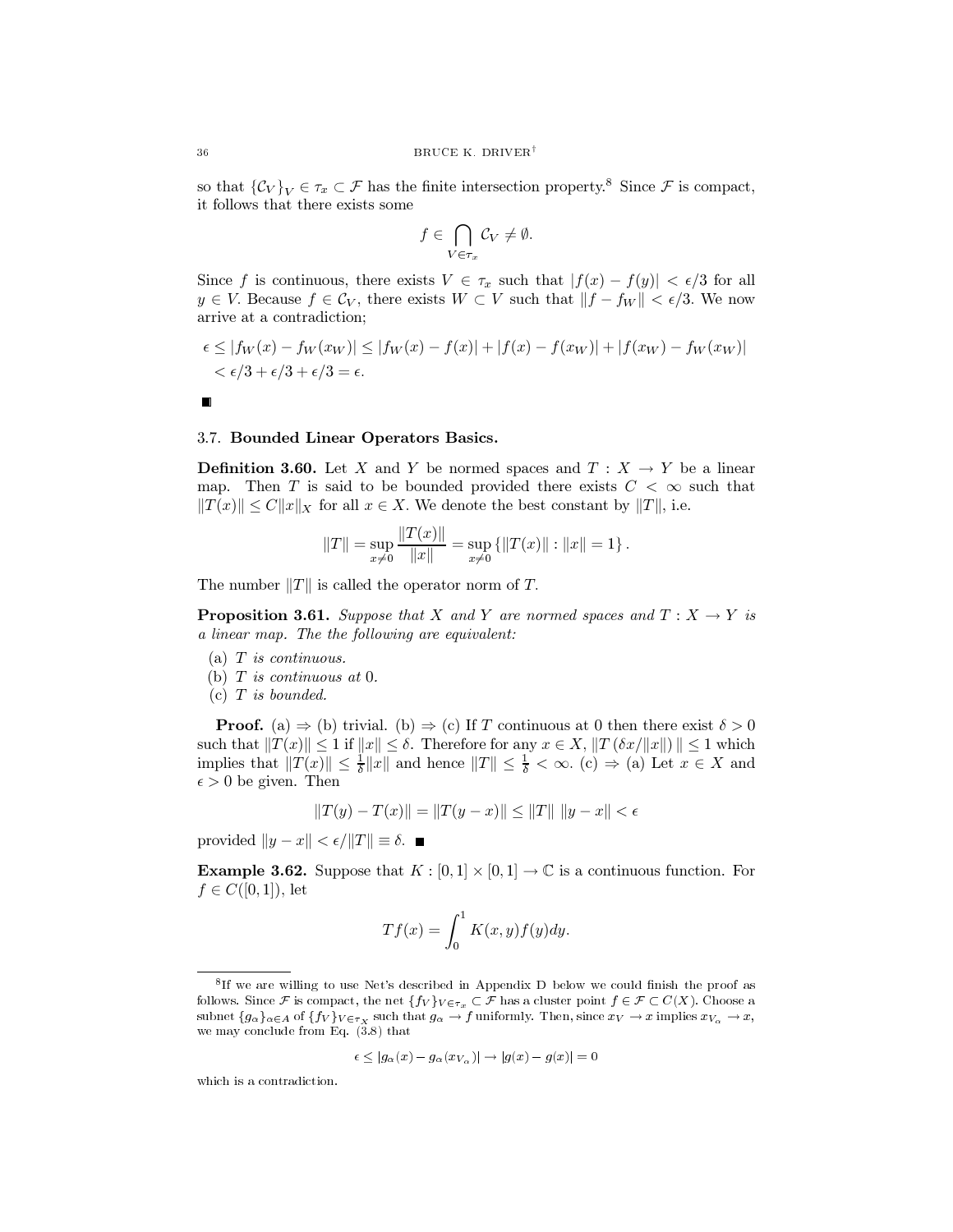so that $\{\mathcal{C}_V\}_V \in \tau_x \subset \mathcal{F}$ has the finite intersection property.[8] Since $\mathcal{F}$ is compact, it follows that there exists some

$$f \in \bigcap_{V \in \tau_x} \mathcal{C}_V \neq \emptyset.$$

Since $f$ is continuous, there exists $V \in \tau_x$ such that $|f(x) - f(y)| < \epsilon/3$ for all $y \in V$. Because $f \in \mathcal{C}_V$, there exists $W \subset V$ such that $\|f - f_W\| < \epsilon/3$. We now arrive at a contradiction;

$$\begin{aligned}\epsilon &\leq |f_W(x) - f_W(x_W)| \leq |f_W(x) - f(x)| + |f(x) - f(x_W)| + |f(x_W) - f_W(x_W)| \\ &< \epsilon/3 + \epsilon/3 + \epsilon/3 = \epsilon.\end{aligned}$$

■

### 3.7. Bounded Linear Operators Basics.

**Definition 3.60.** Let $X$ and $Y$ be normed spaces and $T : X \to Y$ be a linear map. Then $T$ is said to be bounded provided there exists $C < \infty$ such that $\|T(x)\| \leq C\|x\|_X$ for all $x \in X$. We denote the best constant by $\|T\|$, i.e.

$$\|T\| = \sup_{x \neq 0} \frac{\|T(x)\|}{\|x\|} = \sup_{x \neq 0} \{\|T(x)\| : \|x\| = 1\}.$$

The number $\|T\|$ is called the operator norm of $T$.

**Proposition 3.61.** *Suppose that $X$ and $Y$ are normed spaces and $T : X \to Y$ is a linear map. The the following are equivalent:*

(a) *$T$ is continuous.*
(b) *$T$ is continuous at 0.*
(c) *$T$ is bounded.*

**Proof.** (a) $\Rightarrow$ (b) trivial. (b) $\Rightarrow$ (c) If $T$ continuous at 0 then there exist $\delta > 0$ such that $\|T(x)\| \leq 1$ if $\|x\| \leq \delta$. Therefore for any $x \in X$, $\|T(\delta x/\|x\|)\| \leq 1$ which implies that $\|T(x)\| \leq \frac{1}{\delta}\|x\|$ and hence $\|T\| \leq \frac{1}{\delta} < \infty$. (c) $\Rightarrow$ (a) Let $x \in X$ and $\epsilon > 0$ be given. Then

$$\|T(y) - T(x)\| = \|T(y - x)\| \leq \|T\| \; \|y - x\| < \epsilon$$

provided $\|y - x\| < \epsilon/\|T\| \equiv \delta$. ■

**Example 3.62.** Suppose that $K : [0, 1] \times [0, 1] \to \mathbb{C}$ is a continuous function. For $f \in C([0, 1])$, let

$$Tf(x) = \int_0^1 K(x, y) f(y) dy.$$

---

[8] If we are willing to use Net's described in Appendix D below we could finish the proof as follows. Since $\mathcal{F}$ is compact, the net $\{f_V\}_{V \in \tau_x} \subset \mathcal{F}$ has a cluster point $f \in \mathcal{F} \subset C(X)$. Choose a subnet $\{g_\alpha\}_{\alpha \in A}$ of $\{f_V\}_{V \in \tau_X}$ such that $g_\alpha \to f$ uniformly. Then, since $x_V \to x$ implies $x_{V_\alpha} \to x$, we may conclude from Eq. (3.8) that

$$\epsilon \leq |g_\alpha(x) - g_\alpha(x_{V_\alpha})| \to |g(x) - g(x)| = 0$$

which is a contradiction.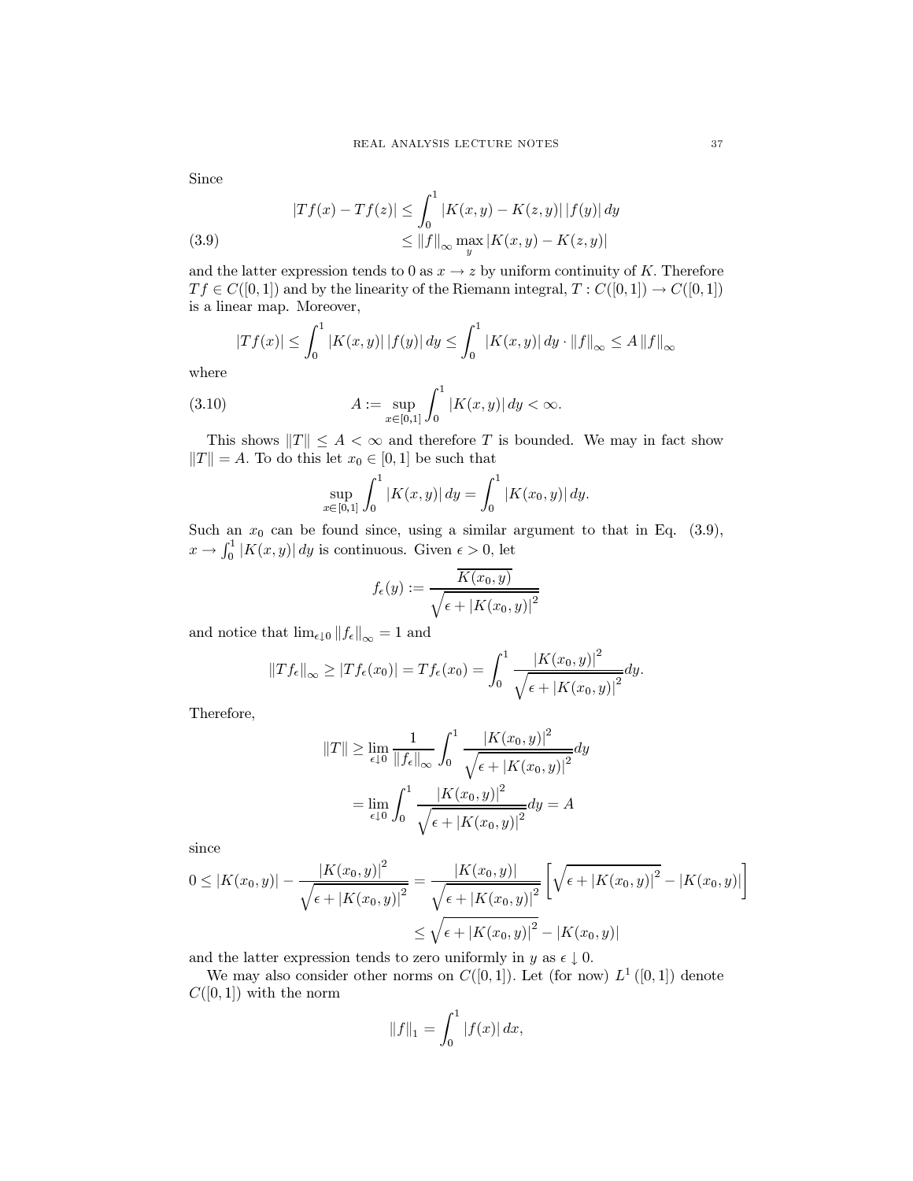Since

$$
\begin{aligned}
|Tf(x) - Tf(z)| &\le \int_0^1 |K(x,y) - K(z,y)|\,|f(y)|\,dy \\
&\le \|f\|_\infty \max_y |K(x,y) - K(z,y)| \qquad (3.9)
\end{aligned}
$$

and the latter expression tends to 0 as $x \to z$ by uniform continuity of $K$. Therefore $Tf \in C([0,1])$ and by the linearity of the Riemann integral, $T : C([0,1]) \to C([0,1])$ is a linear map. Moreover,

$$
|Tf(x)| \le \int_0^1 |K(x,y)|\,|f(y)|\,dy \le \int_0^1 |K(x,y)|\,dy \cdot \|f\|_\infty \le A\,\|f\|_\infty
$$

where

$$
A := \sup_{x\in[0,1]} \int_0^1 |K(x,y)|\,dy < \infty. \qquad (3.10)
$$

This shows $\|T\| \le A < \infty$ and therefore $T$ is bounded. We may in fact show $\|T\| = A$. To do this let $x_0 \in [0,1]$ be such that

$$
\sup_{x\in[0,1]} \int_0^1 |K(x,y)|\,dy = \int_0^1 |K(x_0,y)|\,dy.
$$

Such an $x_0$ can be found since, using a similar argument to that in Eq. (3.9), $x \to \int_0^1 |K(x,y)|\,dy$ is continuous. Given $\epsilon > 0$, let

$$
f_\epsilon(y) := \frac{\overline{K(x_0,y)}}{\sqrt{\epsilon + |K(x_0,y)|^2}}
$$

and notice that $\lim_{\epsilon\downarrow 0} \|f_\epsilon\|_\infty = 1$ and

$$
\|Tf_\epsilon\|_\infty \ge |Tf_\epsilon(x_0)| = Tf_\epsilon(x_0) = \int_0^1 \frac{|K(x_0,y)|^2}{\sqrt{\epsilon + |K(x_0,y)|^2}}dy.
$$

Therefore,

$$
\begin{aligned}
\|T\| &\ge \lim_{\epsilon\downarrow 0} \frac{1}{\|f_\epsilon\|_\infty} \int_0^1 \frac{|K(x_0,y)|^2}{\sqrt{\epsilon + |K(x_0,y)|^2}}dy \\
&= \lim_{\epsilon\downarrow 0} \int_0^1 \frac{|K(x_0,y)|^2}{\sqrt{\epsilon + |K(x_0,y)|^2}}dy = A
\end{aligned}
$$

since

$$
\begin{aligned}
0 \le |K(x_0,y)| - \frac{|K(x_0,y)|^2}{\sqrt{\epsilon + |K(x_0,y)|^2}} &= \frac{|K(x_0,y)|}{\sqrt{\epsilon + |K(x_0,y)|^2}} \left[\sqrt{\epsilon + |K(x_0,y)|^2} - |K(x_0,y)|\right] \\
&\le \sqrt{\epsilon + |K(x_0,y)|^2} - |K(x_0,y)|
\end{aligned}
$$

and the latter expression tends to zero uniformly in $y$ as $\epsilon \downarrow 0$.

We may also consider other norms on $C([0,1])$. Let (for now) $L^1([0,1])$ denote $C([0,1])$ with the norm

$$
\|f\|_1 = \int_0^1 |f(x)|\,dx,
$$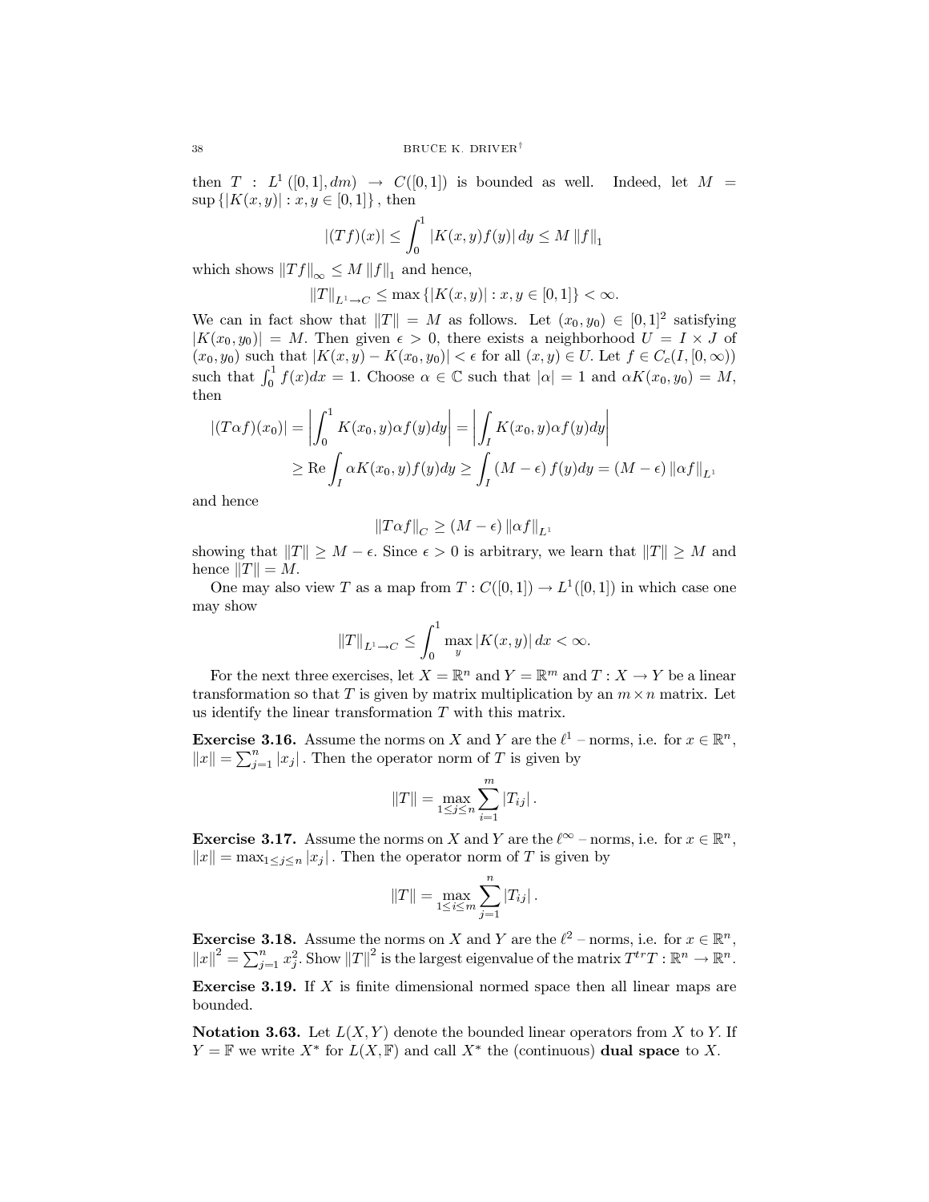then $T : L^1([0,1], dm) \to C([0,1])$ is bounded as well. Indeed, let $M = \sup\{|K(x,y)| : x, y \in [0,1]\}$, then

$$|(Tf)(x)| \leq \int_0^1 |K(x,y)f(y)|\, dy \leq M \|f\|_1$$

which shows $\|Tf\|_\infty \leq M \|f\|_1$ and hence,

$$\|T\|_{L^1 \to C} \leq \max\{|K(x,y)| : x, y \in [0,1]\} < \infty.$$

We can in fact show that $\|T\| = M$ as follows. Let $(x_0, y_0) \in [0,1]^2$ satisfying $|K(x_0,y_0)| = M$. Then given $\epsilon > 0$, there exists a neighborhood $U = I \times J$ of $(x_0, y_0)$ such that $|K(x,y) - K(x_0,y_0)| < \epsilon$ for all $(x,y) \in U$. Let $f \in C_c(I, [0,\infty))$ such that $\int_0^1 f(x)dx = 1$. Choose $\alpha \in \mathbb{C}$ such that $|\alpha| = 1$ and $\alpha K(x_0, y_0) = M$, then

$$\begin{aligned}
|(T\alpha f)(x_0)| &= \left|\int_0^1 K(x_0,y)\alpha f(y)dy\right| = \left|\int_I K(x_0,y)\alpha f(y)dy\right| \\
&\geq \operatorname{Re} \int_I \alpha K(x_0,y) f(y)dy \geq \int_I (M - \epsilon) f(y)dy = (M - \epsilon) \|\alpha f\|_{L^1}
\end{aligned}$$

and hence

$$\|T\alpha f\|_C \geq (M - \epsilon) \|\alpha f\|_{L^1}$$

showing that $\|T\| \geq M - \epsilon$. Since $\epsilon > 0$ is arbitrary, we learn that $\|T\| \geq M$ and hence $\|T\| = M$.

One may also view $T$ as a map from $T : C([0,1]) \to L^1([0,1])$ in which case one may show

$$\|T\|_{L^1 \to C} \leq \int_0^1 \max_y |K(x,y)|\, dx < \infty.$$

For the next three exercises, let $X = \mathbb{R}^n$ and $Y = \mathbb{R}^m$ and $T : X \to Y$ be a linear transformation so that $T$ is given by matrix multiplication by an $m \times n$ matrix. Let us identify the linear transformation $T$ with this matrix.

**Exercise 3.16.** Assume the norms on $X$ and $Y$ are the $\ell^1$ – norms, i.e. for $x \in \mathbb{R}^n$, $\|x\| = \sum_{j=1}^n |x_j|$. Then the operator norm of $T$ is given by

$$\|T\| = \max_{1 \leq j \leq n} \sum_{i=1}^m |T_{ij}|.$$

**Exercise 3.17.** Assume the norms on $X$ and $Y$ are the $\ell^\infty$ – norms, i.e. for $x \in \mathbb{R}^n$, $\|x\| = \max_{1 \leq j \leq n} |x_j|$. Then the operator norm of $T$ is given by

$$\|T\| = \max_{1 \leq i \leq m} \sum_{j=1}^n |T_{ij}|.$$

**Exercise 3.18.** Assume the norms on $X$ and $Y$ are the $\ell^2$ – norms, i.e. for $x \in \mathbb{R}^n$, $\|x\|^2 = \sum_{j=1}^n x_j^2$. Show $\|T\|^2$ is the largest eigenvalue of the matrix $T^{tr}T : \mathbb{R}^n \to \mathbb{R}^n$.

**Exercise 3.19.** If $X$ is finite dimensional normed space then all linear maps are bounded.

**Notation 3.63.** Let $L(X,Y)$ denote the bounded linear operators from $X$ to $Y$. If $Y = \mathbb{F}$ we write $X^*$ for $L(X, \mathbb{F})$ and call $X^*$ the (continuous) **dual space** to $X$.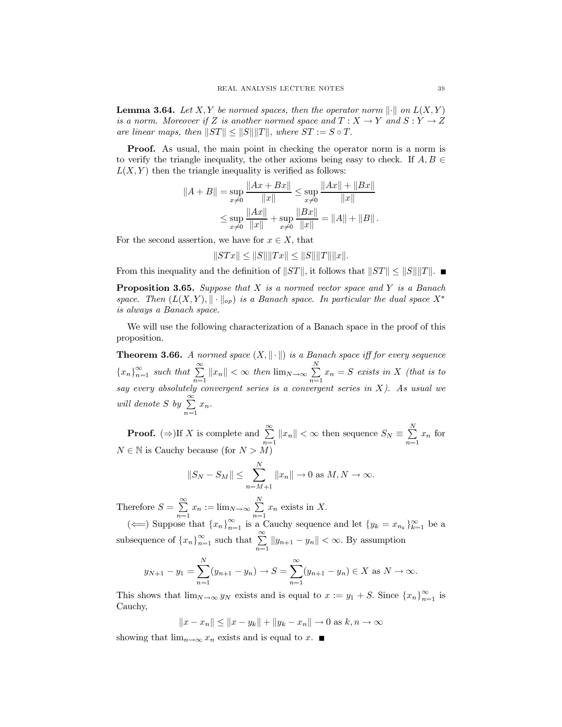**Lemma 3.64.** *Let $X, Y$ be normed spaces, then the operator norm $\|\cdot\|$ on $L(X,Y)$ is a norm. Moreover if $Z$ is another normed space and $T : X \to Y$ and $S : Y \to Z$ are linear maps, then $\|ST\| \leq \|S\|\|T\|$, where $ST := S \circ T$.*

**Proof.** As usual, the main point in checking the operator norm is a norm is to verify the triangle inequality, the other axioms being easy to check. If $A, B \in L(X,Y)$ then the triangle inequality is verified as follows:

$$\|A+B\| = \sup_{x \neq 0} \frac{\|Ax + Bx\|}{\|x\|} \leq \sup_{x \neq 0} \frac{\|Ax\| + \|Bx\|}{\|x\|}$$
$$\leq \sup_{x \neq 0} \frac{\|Ax\|}{\|x\|} + \sup_{x \neq 0} \frac{\|Bx\|}{\|x\|} = \|A\| + \|B\|.$$

For the second assertion, we have for $x \in X$, that

$$\|STx\| \leq \|S\|\|Tx\| \leq \|S\|\|T\|\|x\|.$$

From this inequality and the definition of $\|ST\|$, it follows that $\|ST\| \leq \|S\|\|T\|$. ∎

**Proposition 3.65.** *Suppose that $X$ is a normed vector space and $Y$ is a Banach space. Then $(L(X,Y), \|\cdot\|_{op})$ is a Banach space. In particular the dual space $X^*$ is always a Banach space.*

We will use the following characterization of a Banach space in the proof of this proposition.

**Theorem 3.66.** *A normed space $(X, \|\cdot\|)$ is a Banach space iff for every sequence $\{x_n\}_{n=1}^{\infty}$ such that $\sum_{n=1}^{\infty} \|x_n\| < \infty$ then $\lim_{N\to\infty} \sum_{n=1}^{N} x_n = S$ exists in $X$ (that is to say every absolutely convergent series is a convergent series in $X$). As usual we will denote $S$ by $\sum_{n=1}^{\infty} x_n$.*

**Proof.** ($\Rightarrow$)If $X$ is complete and $\sum_{n=1}^{\infty} \|x_n\| < \infty$ then sequence $S_N \equiv \sum_{n=1}^{N} x_n$ for $N \in \mathbb{N}$ is Cauchy because (for $N > M$)

$$\|S_N - S_M\| \leq \sum_{n=M+1}^{N} \|x_n\| \to 0 \text{ as } M, N \to \infty.$$

Therefore $S = \sum_{n=1}^{\infty} x_n := \lim_{N\to\infty} \sum_{n=1}^{N} x_n$ exists in $X$.

($\Longleftarrow$) Suppose that $\{x_n\}_{n=1}^{\infty}$ is a Cauchy sequence and let $\{y_k = x_{n_k}\}_{k=1}^{\infty}$ be a subsequence of $\{x_n\}_{n=1}^{\infty}$ such that $\sum_{n=1}^{\infty} \|y_{n+1} - y_n\| < \infty$. By assumption

$$y_{N+1} - y_1 = \sum_{n=1}^{N} (y_{n+1} - y_n) \to S = \sum_{n=1}^{\infty} (y_{n+1} - y_n) \in X \text{ as } N \to \infty.$$

This shows that $\lim_{N\to\infty} y_N$ exists and is equal to $x := y_1 + S$. Since $\{x_n\}_{n=1}^{\infty}$ is Cauchy,

$$\|x - x_n\| \leq \|x - y_k\| + \|y_k - x_n\| \to 0 \text{ as } k, n \to \infty$$

showing that $\lim_{n\to\infty} x_n$ exists and is equal to $x$. ∎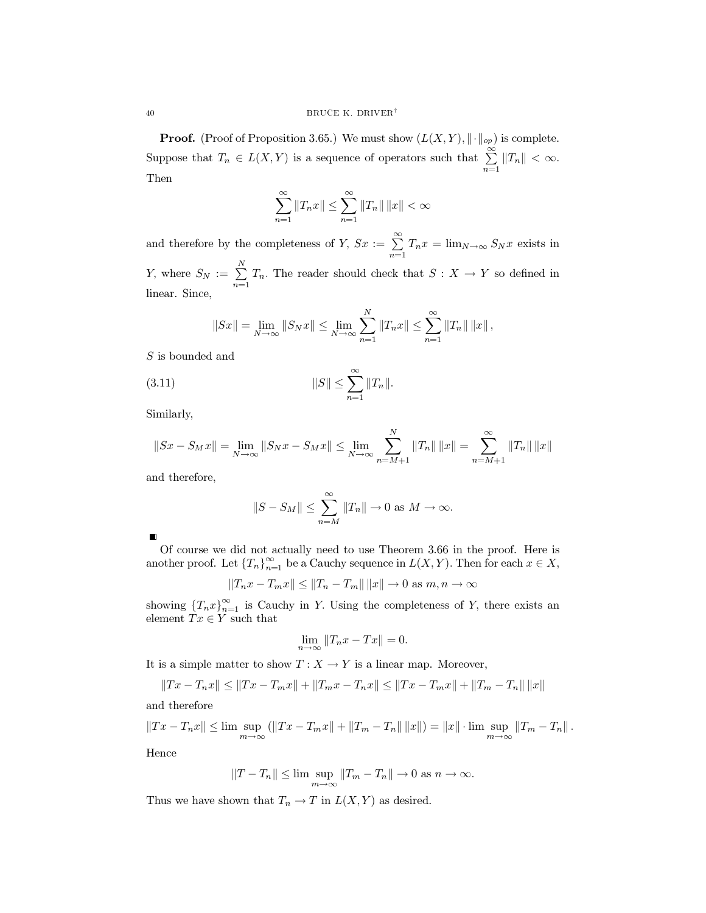**Proof.** (Proof of Proposition 3.65.) We must show $(L(X,Y), \|\cdot\|_{op})$ is complete. Suppose that $T_n \in L(X,Y)$ is a sequence of operators such that $\sum_{n=1}^{\infty} \|T_n\| < \infty$. Then

$$\sum_{n=1}^{\infty} \|T_n x\| \le \sum_{n=1}^{\infty} \|T_n\| \|x\| < \infty$$

and therefore by the completeness of $Y$, $Sx := \sum_{n=1}^{\infty} T_n x = \lim_{N\to\infty} S_N x$ exists in $Y$, where $S_N := \sum_{n=1}^{N} T_n$. The reader should check that $S : X \to Y$ so defined in linear. Since,

$$\|Sx\| = \lim_{N\to\infty} \|S_N x\| \le \lim_{N\to\infty} \sum_{n=1}^{N} \|T_n x\| \le \sum_{n=1}^{\infty} \|T_n\| \|x\|,$$

$S$ is bounded and

$$\|S\| \le \sum_{n=1}^{\infty} \|T_n\|. \tag{3.11}$$

Similarly,

$$\|Sx - S_M x\| = \lim_{N\to\infty} \|S_N x - S_M x\| \le \lim_{N\to\infty} \sum_{n=M+1}^{N} \|T_n\| \|x\| = \sum_{n=M+1}^{\infty} \|T_n\| \|x\|$$

and therefore,

$$\|S - S_M\| \le \sum_{n=M}^{\infty} \|T_n\| \to 0 \text{ as } M \to \infty.$$

■

Of course we did not actually need to use Theorem 3.66 in the proof. Here is another proof. Let $\{T_n\}_{n=1}^{\infty}$ be a Cauchy sequence in $L(X,Y)$. Then for each $x \in X$,

$$\|T_n x - T_m x\| \le \|T_n - T_m\| \|x\| \to 0 \text{ as } m, n \to \infty$$

showing $\{T_n x\}_{n=1}^{\infty}$ is Cauchy in $Y$. Using the completeness of $Y$, there exists an element $Tx \in Y$ such that

$$\lim_{n\to\infty} \|T_n x - Tx\| = 0.$$

It is a simple matter to show $T : X \to Y$ is a linear map. Moreover,

$$\|Tx - T_n x\| \le \|Tx - T_m x\| + \|T_m x - T_n x\| \le \|Tx - T_m x\| + \|T_m - T_n\| \|x\|$$

and therefore

$$\|Tx - T_n x\| \le \limsup_{m\to\infty} \left(\|Tx - T_m x\| + \|T_m - T_n\| \|x\|\right) = \|x\| \cdot \limsup_{m\to\infty} \|T_m - T_n\|.$$

Hence

$$\|T - T_n\| \le \limsup_{m\to\infty} \|T_m - T_n\| \to 0 \text{ as } n \to \infty.$$

Thus we have shown that $T_n \to T$ in $L(X,Y)$ as desired.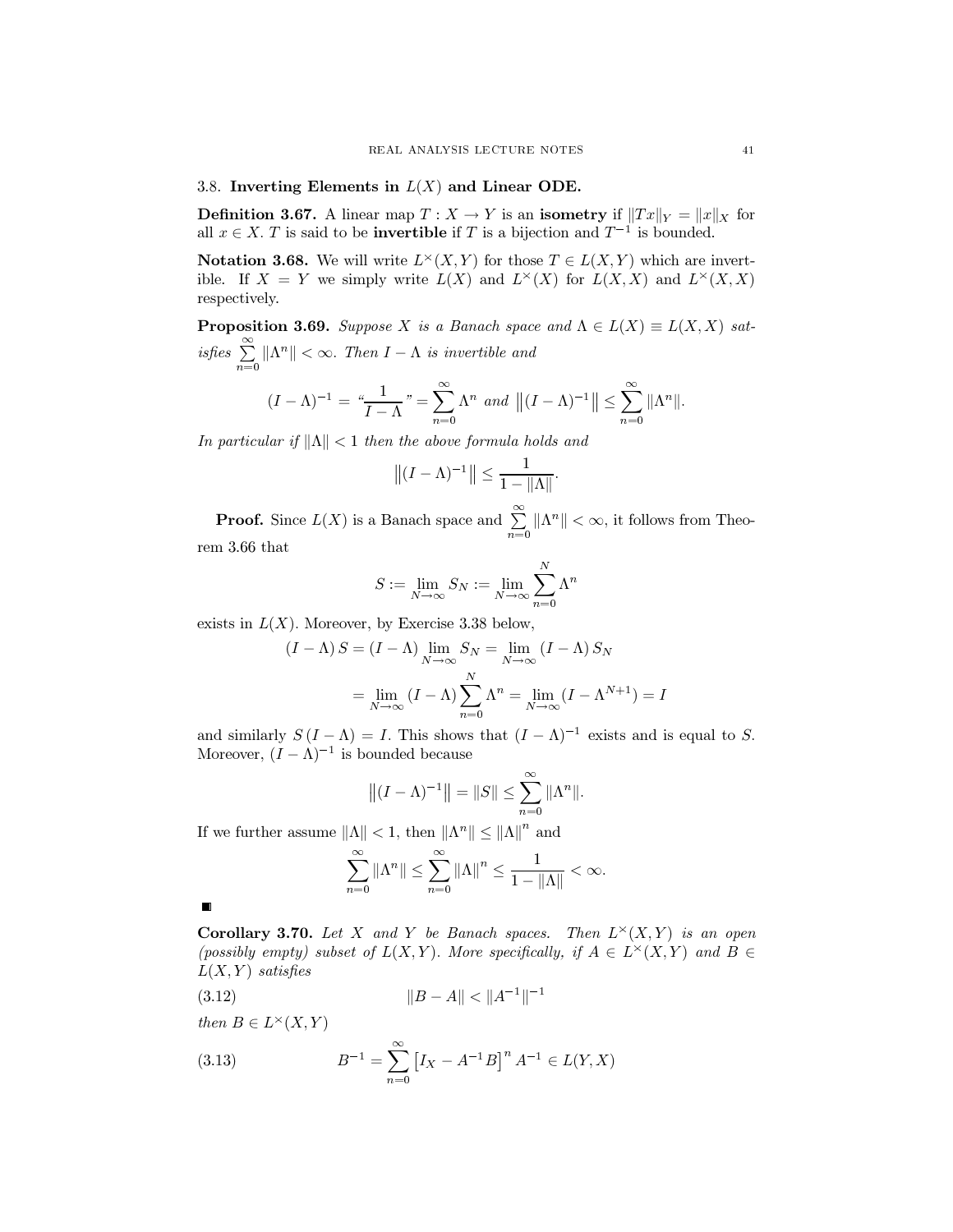### 3.8. Inverting Elements in $L(X)$ and Linear ODE.

**Definition 3.67.** A linear map $T : X \to Y$ is an **isometry** if $\|Tx\|_Y = \|x\|_X$ for all $x \in X$. $T$ is said to be **invertible** if $T$ is a bijection and $T^{-1}$ is bounded.

**Notation 3.68.** We will write $L^\times(X, Y)$ for those $T \in L(X, Y)$ which are invertible. If $X = Y$ we simply write $L(X)$ and $L^\times(X)$ for $L(X, X)$ and $L^\times(X, X)$ respectively.

**Proposition 3.69.** *Suppose $X$ is a Banach space and $\Lambda \in L(X) \equiv L(X, X)$ satisfies $\sum_{n=0}^{\infty} \|\Lambda^n\| < \infty$. Then $I - \Lambda$ is invertible and*

$$(I - \Lambda)^{-1} = \text{“}\frac{1}{I - \Lambda}\text{”} = \sum_{n=0}^{\infty} \Lambda^n \text{ and } \left\|(I - \Lambda)^{-1}\right\| \le \sum_{n=0}^{\infty} \|\Lambda^n\|.$$

*In particular if $\|\Lambda\| < 1$ then the above formula holds and*

$$\left\|(I - \Lambda)^{-1}\right\| \le \frac{1}{1 - \|\Lambda\|}.$$

**Proof.** Since $L(X)$ is a Banach space and $\sum_{n=0}^{\infty} \|\Lambda^n\| < \infty$, it follows from Theorem 3.66 that

$$S := \lim_{N \to \infty} S_N := \lim_{N \to \infty} \sum_{n=0}^{N} \Lambda^n$$

exists in $L(X)$. Moreover, by Exercise 3.38 below,

$$(I - \Lambda) S = (I - \Lambda) \lim_{N \to \infty} S_N = \lim_{N \to \infty} (I - \Lambda) S_N$$

$$= \lim_{N \to \infty} (I - \Lambda) \sum_{n=0}^{N} \Lambda^n = \lim_{N \to \infty} (I - \Lambda^{N+1}) = I$$

and similarly $S(I - \Lambda) = I$. This shows that $(I - \Lambda)^{-1}$ exists and is equal to $S$. Moreover, $(I - \Lambda)^{-1}$ is bounded because

$$\left\|(I - \Lambda)^{-1}\right\| = \|S\| \le \sum_{n=0}^{\infty} \|\Lambda^n\|.$$

If we further assume $\|\Lambda\| < 1$, then $\|\Lambda^n\| \le \|\Lambda\|^n$ and

$$\sum_{n=0}^{\infty} \|\Lambda^n\| \le \sum_{n=0}^{\infty} \|\Lambda\|^n \le \frac{1}{1 - \|\Lambda\|} < \infty.$$

■

**Corollary 3.70.** *Let $X$ and $Y$ be Banach spaces. Then $L^\times(X, Y)$ is an open (possibly empty) subset of $L(X, Y)$. More specifically, if $A \in L^\times(X, Y)$ and $B \in L(X, Y)$ satisfies*

$$\|B - A\| < \|A^{-1}\|^{-1} \tag{3.12}$$

*then $B \in L^\times(X, Y)$*

$$B^{-1} = \sum_{n=0}^{\infty} \left[I_X - A^{-1}B\right]^n A^{-1} \in L(Y, X) \tag{3.13}$$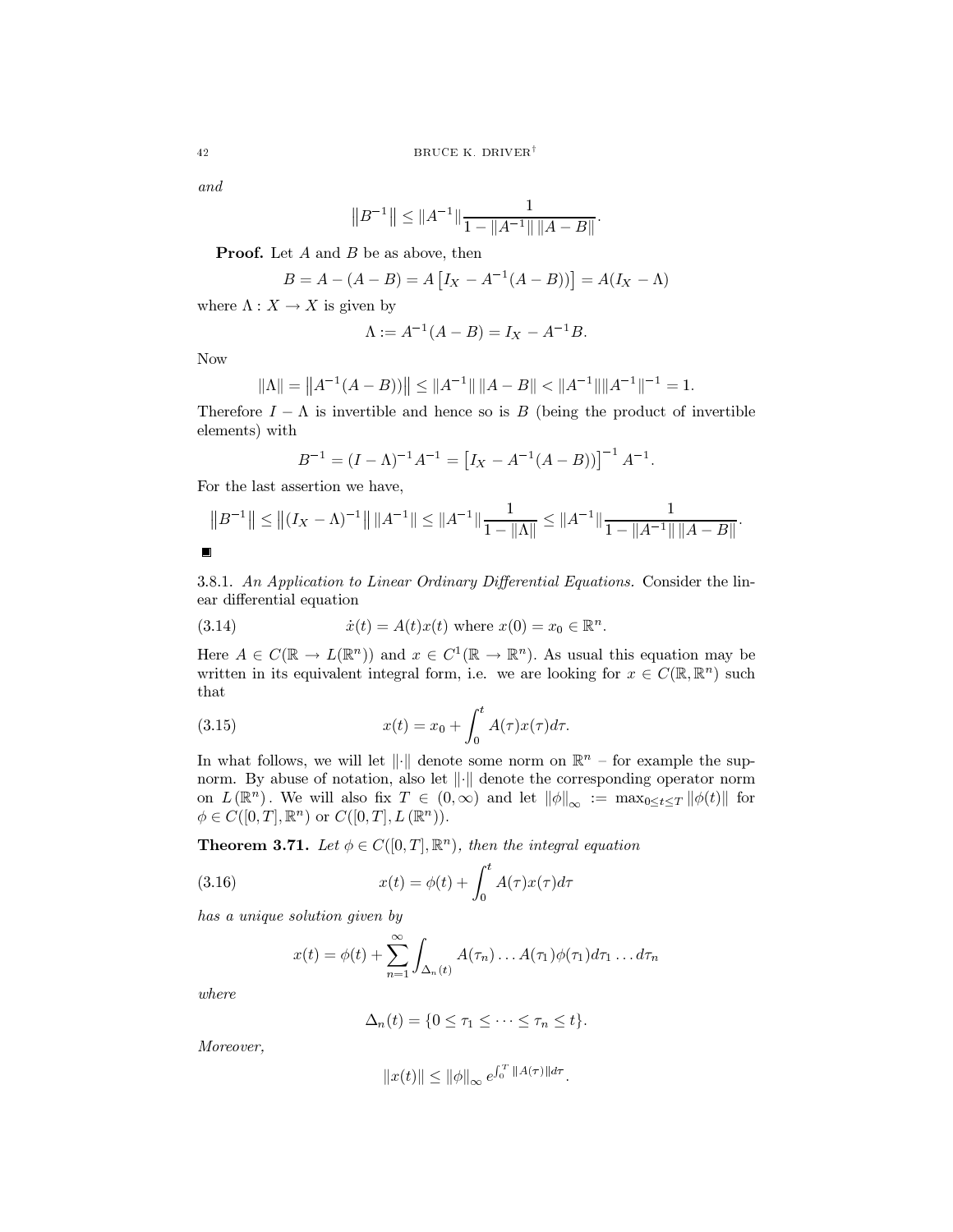*and*

$$\left\|B^{-1}\right\| \leq \|A^{-1}\| \frac{1}{1 - \|A^{-1}\| \, \|A - B\|}.$$

**Proof.** Let $A$ and $B$ be as above, then

$$B = A - (A - B) = A\left[I_X - A^{-1}(A - B))\right] = A(I_X - \Lambda)$$

where $\Lambda : X \to X$ is given by

$$\Lambda := A^{-1}(A - B) = I_X - A^{-1}B.$$

Now

$$\|\Lambda\| = \left\|A^{-1}(A - B))\right\| \leq \|A^{-1}\| \, \|A - B\| < \|A^{-1}\| \|A^{-1}\|^{-1} = 1.$$

Therefore $I - \Lambda$ is invertible and hence so is $B$ (being the product of invertible elements) with

$$B^{-1} = (I - \Lambda)^{-1} A^{-1} = \left[I_X - A^{-1}(A - B))\right]^{-1} A^{-1}.$$

For the last assertion we have,

$$\left\|B^{-1}\right\| \leq \left\|(I_X - \Lambda)^{-1}\right\| \|A^{-1}\| \leq \|A^{-1}\| \frac{1}{1 - \|\Lambda\|} \leq \|A^{-1}\| \frac{1}{1 - \|A^{-1}\| \, \|A - B\|}.$$

■

3.8.1. *An Application to Linear Ordinary Differential Equations.* Consider the linear differential equation

$$\dot{x}(t) = A(t)x(t) \text{ where } x(0) = x_0 \in \mathbb{R}^n. \tag{3.14}$$

Here $A \in C(\mathbb{R} \to L(\mathbb{R}^n))$ and $x \in C^1(\mathbb{R} \to \mathbb{R}^n)$. As usual this equation may be written in its equivalent integral form, i.e. we are looking for $x \in C(\mathbb{R}, \mathbb{R}^n)$ such that

$$x(t) = x_0 + \int_0^t A(\tau)x(\tau)d\tau. \tag{3.15}$$

In what follows, we will let $\|\cdot\|$ denote some norm on $\mathbb{R}^n$ – for example the sup-norm. By abuse of notation, also let $\|\cdot\|$ denote the corresponding operator norm on $L(\mathbb{R}^n)$. We will also fix $T \in (0, \infty)$ and let $\|\phi\|_\infty := \max_{0 \leq t \leq T} \|\phi(t)\|$ for $\phi \in C([0, T], \mathbb{R}^n)$ or $C([0, T], L(\mathbb{R}^n))$.

**Theorem 3.71.** *Let $\phi \in C([0, T], \mathbb{R}^n)$, then the integral equation*

$$x(t) = \phi(t) + \int_0^t A(\tau)x(\tau)d\tau \tag{3.16}$$

*has a unique solution given by*

$$x(t) = \phi(t) + \sum_{n=1}^\infty \int_{\Delta_n(t)} A(\tau_n) \dots A(\tau_1)\phi(\tau_1)d\tau_1 \dots d\tau_n$$

*where*

$$\Delta_n(t) = \{0 \leq \tau_1 \leq \dots \leq \tau_n \leq t\}.$$

*Moreover,*

$$\|x(t)\| \leq \|\phi\|_\infty e^{\int_0^T \|A(\tau)\| d\tau}.$$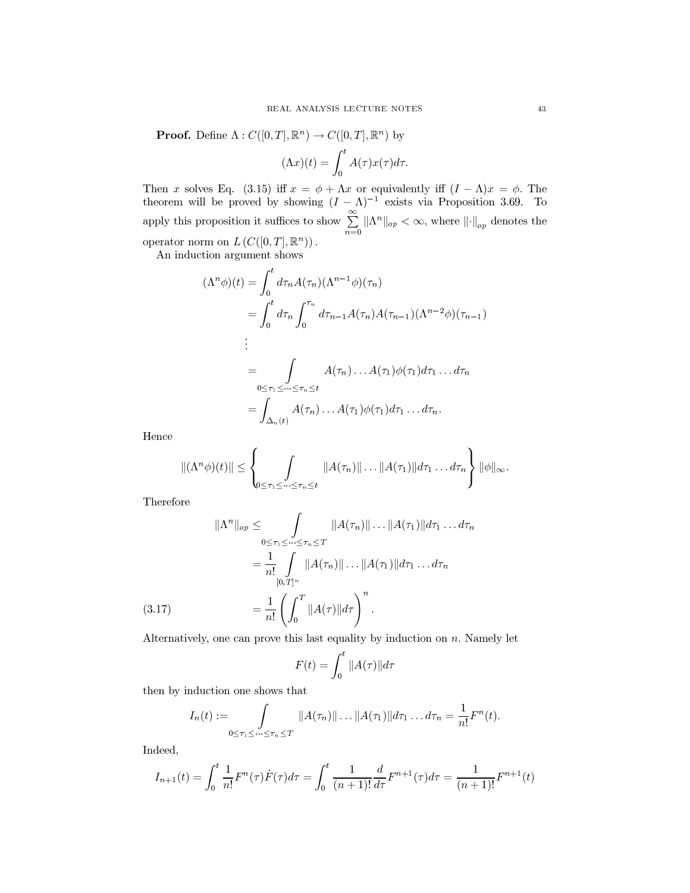**Proof.** Define $\Lambda : C([0,T], \mathbb{R}^n) \to C([0,T], \mathbb{R}^n)$ by

$$(\Lambda x)(t) = \int_0^t A(\tau)x(\tau)d\tau.$$

Then $x$ solves Eq. (3.15) iff $x = \phi + \Lambda x$ or equivalently iff $(I - \Lambda)x = \phi$. The theorem will be proved by showing $(I - \Lambda)^{-1}$ exists via Proposition 3.69. To apply this proposition it suffices to show $\sum_{n=0}^{\infty} \|\Lambda^n\|_{op} < \infty$, where $\|\cdot\|_{op}$ denotes the operator norm on $L(C([0,T], \mathbb{R}^n))$.

An induction argument shows

$$\begin{aligned}
(\Lambda^n \phi)(t) &= \int_0^t d\tau_n A(\tau_n)(\Lambda^{n-1}\phi)(\tau_n) \\
&= \int_0^t d\tau_n \int_0^{\tau_n} d\tau_{n-1} A(\tau_n)A(\tau_{n-1})(\Lambda^{n-2}\phi)(\tau_{n-1}) \\
&\;\vdots \\
&= \int\limits_{0 \le \tau_1 \le \dots \le \tau_n \le t} A(\tau_n)\dots A(\tau_1)\phi(\tau_1)d\tau_1\dots d\tau_n \\
&= \int_{\Delta_n(t)} A(\tau_n)\dots A(\tau_1)\phi(\tau_1)d\tau_1\dots d\tau_n.
\end{aligned}$$

Hence

$$\|(\Lambda^n\phi)(t)\| \le \left\{ \int\limits_{0 \le \tau_1 \le \dots \le \tau_n \le t} \|A(\tau_n)\|\dots\|A(\tau_1)\|d\tau_1\dots d\tau_n \right\} \|\phi\|_\infty.$$

Therefore

$$\begin{aligned}
\|\Lambda^n\|_{op} &\le \int\limits_{0 \le \tau_1 \le \dots \le \tau_n \le T} \|A(\tau_n)\|\dots\|A(\tau_1)\|d\tau_1\dots d\tau_n \\
&= \frac{1}{n!} \int\limits_{[0,T]^n} \|A(\tau_n)\|\dots\|A(\tau_1)\|d\tau_1\dots d\tau_n \\
&= \frac{1}{n!} \left( \int_0^T \|A(\tau)\|d\tau \right)^n. \qquad (3.17)
\end{aligned}$$

Alternatively, one can prove this last equality by induction on $n$. Namely let

$$F(t) = \int_0^t \|A(\tau)\|d\tau$$

then by induction one shows that

$$I_n(t) := \int\limits_{0 \le \tau_1 \le \dots \le \tau_n \le T} \|A(\tau_n)\|\dots\|A(\tau_1)\|d\tau_1\dots d\tau_n = \frac{1}{n!}F^n(t).$$

Indeed,

$$I_{n+1}(t) = \int_0^t \frac{1}{n!}F^n(\tau)\dot{F}(\tau)d\tau = \int_0^t \frac{1}{(n+1)!}\frac{d}{d\tau}F^{n+1}(\tau)d\tau = \frac{1}{(n+1)!}F^{n+1}(t)$$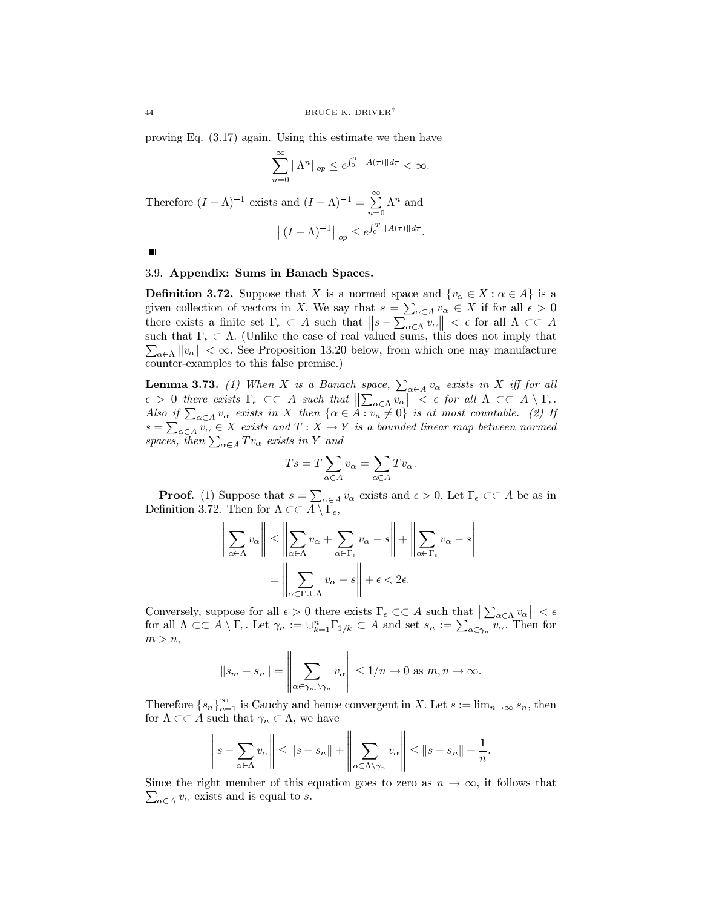proving Eq. (3.17) again. Using this estimate we then have

$$\sum_{n=0}^{\infty} \|\Lambda^n\|_{op} \leq e^{\int_0^T \|A(\tau)\| d\tau} < \infty.$$

Therefore $(I-\Lambda)^{-1}$ exists and $(I-\Lambda)^{-1} = \sum_{n=0}^{\infty} \Lambda^n$ and

$$\left\|(I-\Lambda)^{-1}\right\|_{op} \leq e^{\int_0^T \|A(\tau)\| d\tau}.$$

■

### 3.9. Appendix: Sums in Banach Spaces.

**Definition 3.72.** Suppose that $X$ is a normed space and $\{v_\alpha \in X : \alpha \in A\}$ is a given collection of vectors in $X$. We say that $s = \sum_{\alpha \in A} v_\alpha \in X$ if for all $\epsilon > 0$ there exists a finite set $\Gamma_\epsilon \subset A$ such that $\left\|s - \sum_{\alpha \in \Lambda} v_\alpha\right\| < \epsilon$ for all $\Lambda \subset\subset A$ such that $\Gamma_\epsilon \subset \Lambda$. (Unlike the case of real valued sums, this does not imply that $\sum_{\alpha \in \Lambda} \|v_\alpha\| < \infty$. See Proposition 13.20 below, from which one may manufacture counter-examples to this false premise.)

**Lemma 3.73.** *(1) When $X$ is a Banach space, $\sum_{\alpha \in A} v_\alpha$ exists in $X$ iff for all $\epsilon > 0$ there exists $\Gamma_\epsilon \subset\subset A$ such that $\left\|\sum_{\alpha \in \Lambda} v_\alpha\right\| < \epsilon$ for all $\Lambda \subset\subset A \setminus \Gamma_\epsilon$. Also if $\sum_{\alpha \in A} v_\alpha$ exists in $X$ then $\{\alpha \in A : v_a \neq 0\}$ is at most countable. (2) If $s = \sum_{\alpha \in A} v_\alpha \in X$ exists and $T : X \to Y$ is a bounded linear map between normed spaces, then $\sum_{\alpha \in A} T v_\alpha$ exists in $Y$ and*

$$Ts = T\sum_{\alpha \in A} v_\alpha = \sum_{\alpha \in A} T v_\alpha.$$

**Proof.** (1) Suppose that $s = \sum_{\alpha \in A} v_\alpha$ exists and $\epsilon > 0$. Let $\Gamma_\epsilon \subset\subset A$ be as in Definition 3.72. Then for $\Lambda \subset\subset A \setminus \Gamma_\epsilon$,

$$\begin{aligned}
\left\|\sum_{\alpha \in \Lambda} v_\alpha\right\| &\leq \left\|\sum_{\alpha \in \Lambda} v_\alpha + \sum_{\alpha \in \Gamma_\epsilon} v_\alpha - s\right\| + \left\|\sum_{\alpha \in \Gamma_\epsilon} v_\alpha - s\right\| \\
&= \left\|\sum_{\alpha \in \Gamma_\epsilon \cup \Lambda} v_\alpha - s\right\| + \epsilon < 2\epsilon.
\end{aligned}$$

Conversely, suppose for all $\epsilon > 0$ there exists $\Gamma_\epsilon \subset\subset A$ such that $\left\|\sum_{\alpha \in \Lambda} v_\alpha\right\| < \epsilon$ for all $\Lambda \subset\subset A \setminus \Gamma_\epsilon$. Let $\gamma_n := \cup_{k=1}^n \Gamma_{1/k} \subset A$ and set $s_n := \sum_{\alpha \in \gamma_n} v_\alpha$. Then for $m > n$,

$$\|s_m - s_n\| = \left\|\sum_{\alpha \in \gamma_m \setminus \gamma_n} v_\alpha\right\| \leq 1/n \to 0 \text{ as } m, n \to \infty.$$

Therefore $\{s_n\}_{n=1}^\infty$ is Cauchy and hence convergent in $X$. Let $s := \lim_{n\to\infty} s_n$, then for $\Lambda \subset\subset A$ such that $\gamma_n \subset \Lambda$, we have

$$\left\|s - \sum_{\alpha \in \Lambda} v_\alpha\right\| \leq \|s - s_n\| + \left\|\sum_{\alpha \in \Lambda \setminus \gamma_n} v_\alpha\right\| \leq \|s - s_n\| + \frac{1}{n}.$$

Since the right member of this equation goes to zero as $n \to \infty$, it follows that $\sum_{\alpha \in A} v_\alpha$ exists and is equal to $s$.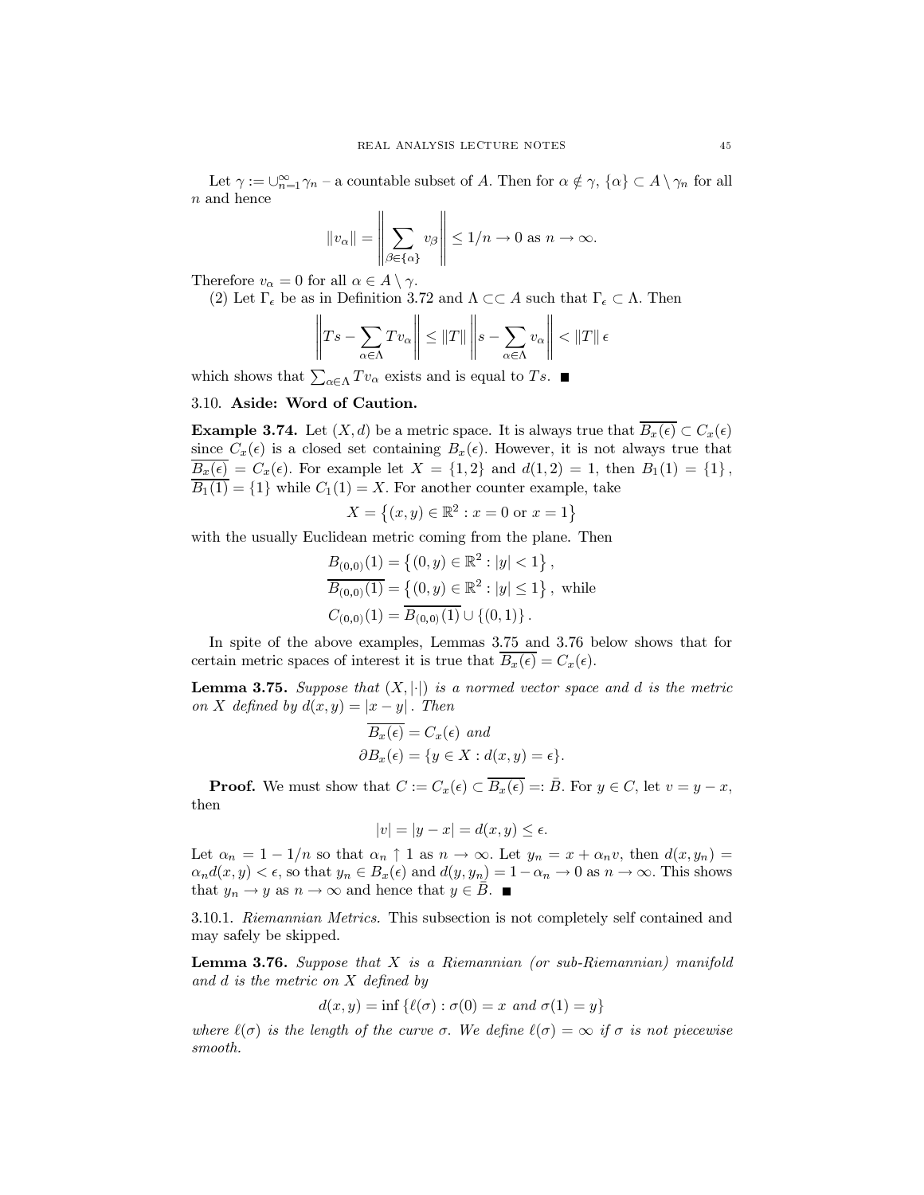Let $\gamma := \cup_{n=1}^\infty \gamma_n$ – a countable subset of $A$. Then for $\alpha \notin \gamma$, $\{\alpha\} \subset A \setminus \gamma_n$ for all $n$ and hence

$$\|v_\alpha\| = \left\| \sum_{\beta \in \{\alpha\}} v_\beta \right\| \le 1/n \to 0 \text{ as } n \to \infty.$$

Therefore $v_\alpha = 0$ for all $\alpha \in A \setminus \gamma$.

(2) Let $\Gamma_\epsilon$ be as in Definition 3.72 and $\Lambda \subset\subset A$ such that $\Gamma_\epsilon \subset \Lambda$. Then

$$\left\| Ts - \sum_{\alpha \in \Lambda} Tv_\alpha \right\| \le \|T\| \left\| s - \sum_{\alpha \in \Lambda} v_\alpha \right\| < \|T\| \, \epsilon$$

which shows that $\sum_{\alpha \in \Lambda} Tv_\alpha$ exists and is equal to $Ts$. ■

## 3.10. Aside: Word of Caution.

**Example 3.74.** Let $(X, d)$ be a metric space. It is always true that $\overline{B_x(\epsilon)} \subset C_x(\epsilon)$ since $C_x(\epsilon)$ is a closed set containing $B_x(\epsilon)$. However, it is not always true that $\overline{B_x(\epsilon)} = C_x(\epsilon)$. For example let $X = \{1, 2\}$ and $d(1, 2) = 1$, then $B_1(1) = \{1\}$, $\overline{B_1(1)} = \{1\}$ while $C_1(1) = X$. For another counter example, take

$$X = \left\{(x, y) \in \mathbb{R}^2 : x = 0 \text{ or } x = 1\right\}$$

with the usually Euclidean metric coming from the plane. Then

$$\begin{aligned}
B_{(0,0)}(1) &= \left\{(0, y) \in \mathbb{R}^2 : |y| < 1\right\}, \\
\overline{B_{(0,0)}(1)} &= \left\{(0, y) \in \mathbb{R}^2 : |y| \le 1\right\}, \text{ while} \\
C_{(0,0)}(1) &= \overline{B_{(0,0)}(1)} \cup \{(0, 1)\}.
\end{aligned}$$

In spite of the above examples, Lemmas 3.75 and 3.76 below shows that for certain metric spaces of interest it is true that $\overline{B_x(\epsilon)} = C_x(\epsilon)$.

**Lemma 3.75.** *Suppose that $(X, |\cdot|)$ is a normed vector space and $d$ is the metric on $X$ defined by $d(x, y) = |x - y|$. Then*

$$\begin{aligned}
&\overline{B_x(\epsilon)} = C_x(\epsilon) \text{ and} \\
&\partial B_x(\epsilon) = \{y \in X : d(x, y) = \epsilon\}.
\end{aligned}$$

**Proof.** We must show that $C := C_x(\epsilon) \subset \overline{B_x(\epsilon)} =: \bar{B}$. For $y \in C$, let $v = y - x$, then

$$|v| = |y - x| = d(x, y) \le \epsilon.$$

Let $\alpha_n = 1 - 1/n$ so that $\alpha_n \uparrow 1$ as $n \to \infty$. Let $y_n = x + \alpha_n v$, then $d(x, y_n) = \alpha_n d(x, y) < \epsilon$, so that $y_n \in B_x(\epsilon)$ and $d(y, y_n) = 1 - \alpha_n \to 0$ as $n \to \infty$. This shows that $y_n \to y$ as $n \to \infty$ and hence that $y \in \bar{B}$. ■

### 3.10.1. *Riemannian Metrics.*

This subsection is not completely self contained and may safely be skipped.

**Lemma 3.76.** *Suppose that $X$ is a Riemannian (or sub-Riemannian) manifold and $d$ is the metric on $X$ defined by*

$$d(x, y) = \inf \{\ell(\sigma) : \sigma(0) = x \text{ and } \sigma(1) = y\}$$

*where $\ell(\sigma)$ is the length of the curve $\sigma$. We define $\ell(\sigma) = \infty$ if $\sigma$ is not piecewise smooth.*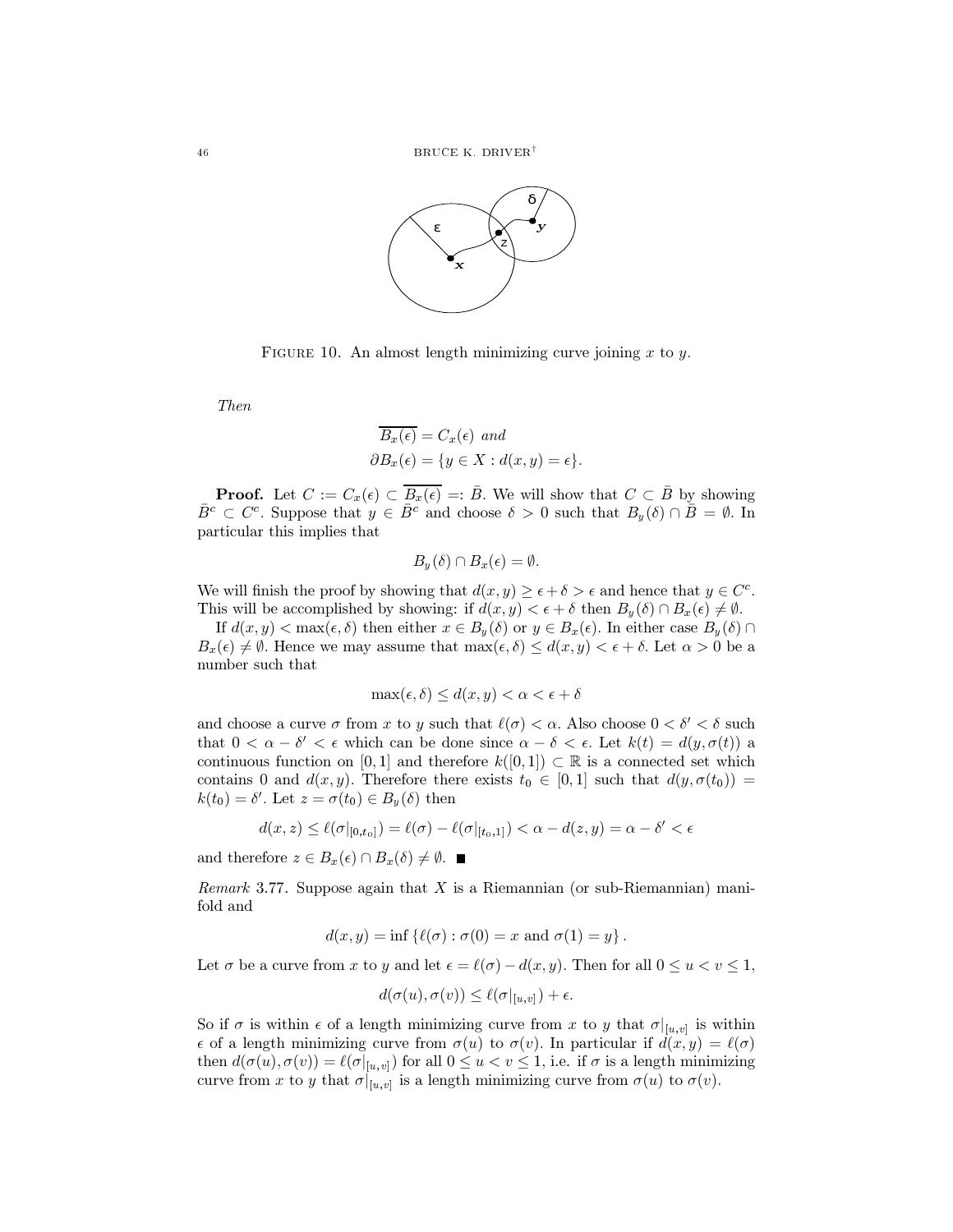FIGURE 10. An almost length minimizing curve joining $x$ to $y$.

*Then*

$$\overline{B_x(\epsilon)} = C_x(\epsilon) \text{ and}$$
$$\partial B_x(\epsilon) = \{y \in X : d(x,y) = \epsilon\}.$$

**Proof.** Let $C := C_x(\epsilon) \subset \overline{B_x(\epsilon)} =: \bar{B}$. We will show that $C \subset \bar{B}$ by showing $\bar{B}^c \subset C^c$. Suppose that $y \in \bar{B}^c$ and choose $\delta > 0$ such that $B_y(\delta) \cap \bar{B} = \emptyset$. In particular this implies that

$$B_y(\delta) \cap B_x(\epsilon) = \emptyset.$$

We will finish the proof by showing that $d(x,y) \geq \epsilon + \delta > \epsilon$ and hence that $y \in C^c$. This will be accomplished by showing: if $d(x,y) < \epsilon + \delta$ then $B_y(\delta) \cap B_x(\epsilon) \neq \emptyset$.

If $d(x,y) < \max(\epsilon, \delta)$ then either $x \in B_y(\delta)$ or $y \in B_x(\epsilon)$. In either case $B_y(\delta) \cap B_x(\epsilon) \neq \emptyset$. Hence we may assume that $\max(\epsilon, \delta) \leq d(x,y) < \epsilon + \delta$. Let $\alpha > 0$ be a number such that

$$\max(\epsilon, \delta) \leq d(x,y) < \alpha < \epsilon + \delta$$

and choose a curve $\sigma$ from $x$ to $y$ such that $\ell(\sigma) < \alpha$. Also choose $0 < \delta' < \delta$ such that $0 < \alpha - \delta' < \epsilon$ which can be done since $\alpha - \delta < \epsilon$. Let $k(t) = d(y, \sigma(t))$ a continuous function on $[0,1]$ and therefore $k([0,1]) \subset \mathbb{R}$ is a connected set which contains 0 and $d(x,y)$. Therefore there exists $t_0 \in [0,1]$ such that $d(y, \sigma(t_0)) = k(t_0) = \delta'$. Let $z = \sigma(t_0) \in B_y(\delta)$ then

$$d(x,z) \leq \ell(\sigma|_{[0,t_0]}) = \ell(\sigma) - \ell(\sigma|_{[t_0,1]}) < \alpha - d(z,y) = \alpha - \delta' < \epsilon$$

and therefore $z \in B_x(\epsilon) \cap B_x(\delta) \neq \emptyset$. ∎

*Remark* 3.77. Suppose again that $X$ is a Riemannian (or sub-Riemannian) manifold and

$$d(x,y) = \inf \{\ell(\sigma) : \sigma(0) = x \text{ and } \sigma(1) = y\}.$$

Let $\sigma$ be a curve from $x$ to $y$ and let $\epsilon = \ell(\sigma) - d(x,y)$. Then for all $0 \leq u < v \leq 1$,

$$d(\sigma(u), \sigma(v)) \leq \ell(\sigma|_{[u,v]}) + \epsilon.$$

So if $\sigma$ is within $\epsilon$ of a length minimizing curve from $x$ to $y$ that $\sigma|_{[u,v]}$ is within $\epsilon$ of a length minimizing curve from $\sigma(u)$ to $\sigma(v)$. In particular if $d(x,y) = \ell(\sigma)$ then $d(\sigma(u), \sigma(v)) = \ell(\sigma|_{[u,v]})$ for all $0 \leq u < v \leq 1$, i.e. if $\sigma$ is a length minimizing curve from $x$ to $y$ that $\sigma|_{[u,v]}$ is a length minimizing curve from $\sigma(u)$ to $\sigma(v)$.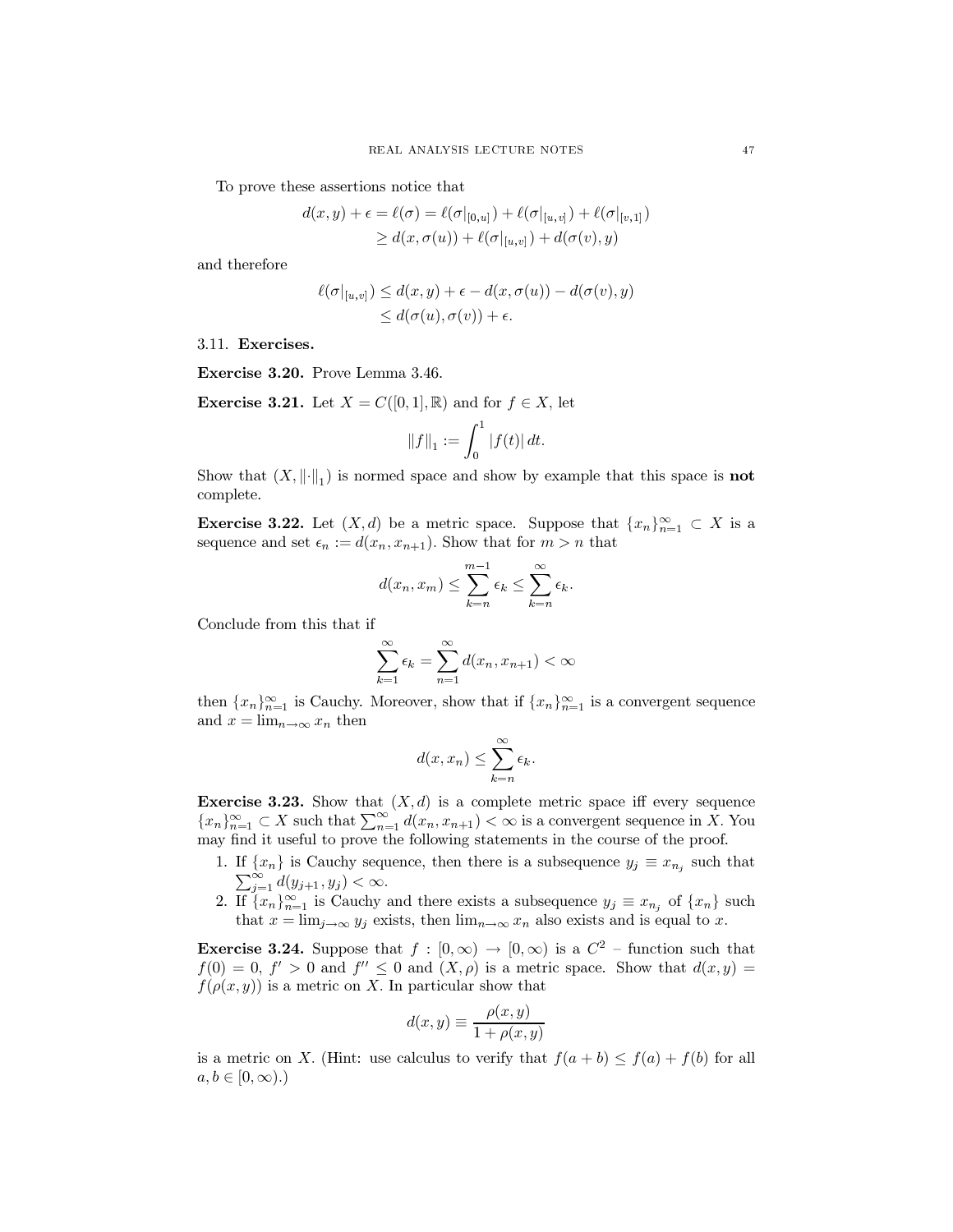To prove these assertions notice that

$$\begin{aligned} d(x,y)+\epsilon = \ell(\sigma) &= \ell(\sigma|_{[0,u]}) + \ell(\sigma|_{[u,v]}) + \ell(\sigma|_{[v,1]}) \\ &\geq d(x,\sigma(u)) + \ell(\sigma|_{[u,v]}) + d(\sigma(v),y) \end{aligned}$$

and therefore

$$\begin{aligned} \ell(\sigma|_{[u,v]}) &\leq d(x,y)+\epsilon - d(x,\sigma(u)) - d(\sigma(v),y) \\ &\leq d(\sigma(u),\sigma(v)) + \epsilon. \end{aligned}$$

## 3.11. **Exercises.**

**Exercise 3.20.** Prove Lemma 3.46.

**Exercise 3.21.** Let $X = C([0,1],\mathbb{R})$ and for $f \in X$, let

$$\|f\|_1 := \int_0^1 |f(t)|\, dt.$$

Show that $(X, \|\cdot\|_1)$ is normed space and show by example that this space is **not** complete.

**Exercise 3.22.** Let $(X,d)$ be a metric space. Suppose that $\{x_n\}_{n=1}^\infty \subset X$ is a sequence and set $\epsilon_n := d(x_n, x_{n+1})$. Show that for $m > n$ that

$$d(x_n, x_m) \leq \sum_{k=n}^{m-1} \epsilon_k \leq \sum_{k=n}^{\infty} \epsilon_k.$$

Conclude from this that if

$$\sum_{k=1}^{\infty} \epsilon_k = \sum_{n=1}^{\infty} d(x_n, x_{n+1}) < \infty$$

then $\{x_n\}_{n=1}^\infty$ is Cauchy. Moreover, show that if $\{x_n\}_{n=1}^\infty$ is a convergent sequence and $x = \lim_{n\to\infty} x_n$ then

$$d(x, x_n) \leq \sum_{k=n}^{\infty} \epsilon_k.$$

**Exercise 3.23.** Show that $(X,d)$ is a complete metric space iff every sequence $\{x_n\}_{n=1}^\infty \subset X$ such that $\sum_{n=1}^\infty d(x_n, x_{n+1}) < \infty$ is a convergent sequence in $X$. You may find it useful to prove the following statements in the course of the proof.

1. If $\{x_n\}$ is Cauchy sequence, then there is a subsequence $y_j \equiv x_{n_j}$ such that $\sum_{j=1}^\infty d(y_{j+1}, y_j) < \infty$.
2. If $\{x_n\}_{n=1}^\infty$ is Cauchy and there exists a subsequence $y_j \equiv x_{n_j}$ of $\{x_n\}$ such that $x = \lim_{j\to\infty} y_j$ exists, then $\lim_{n\to\infty} x_n$ also exists and is equal to $x$.

**Exercise 3.24.** Suppose that $f : [0,\infty) \to [0,\infty)$ is a $C^2$ – function such that $f(0) = 0$, $f' > 0$ and $f'' \leq 0$ and $(X,\rho)$ is a metric space. Show that $d(x,y) = f(\rho(x,y))$ is a metric on $X$. In particular show that

$$d(x,y) \equiv \frac{\rho(x,y)}{1+\rho(x,y)}$$

is a metric on $X$. (Hint: use calculus to verify that $f(a+b) \leq f(a) + f(b)$ for all $a, b \in [0,\infty)$.)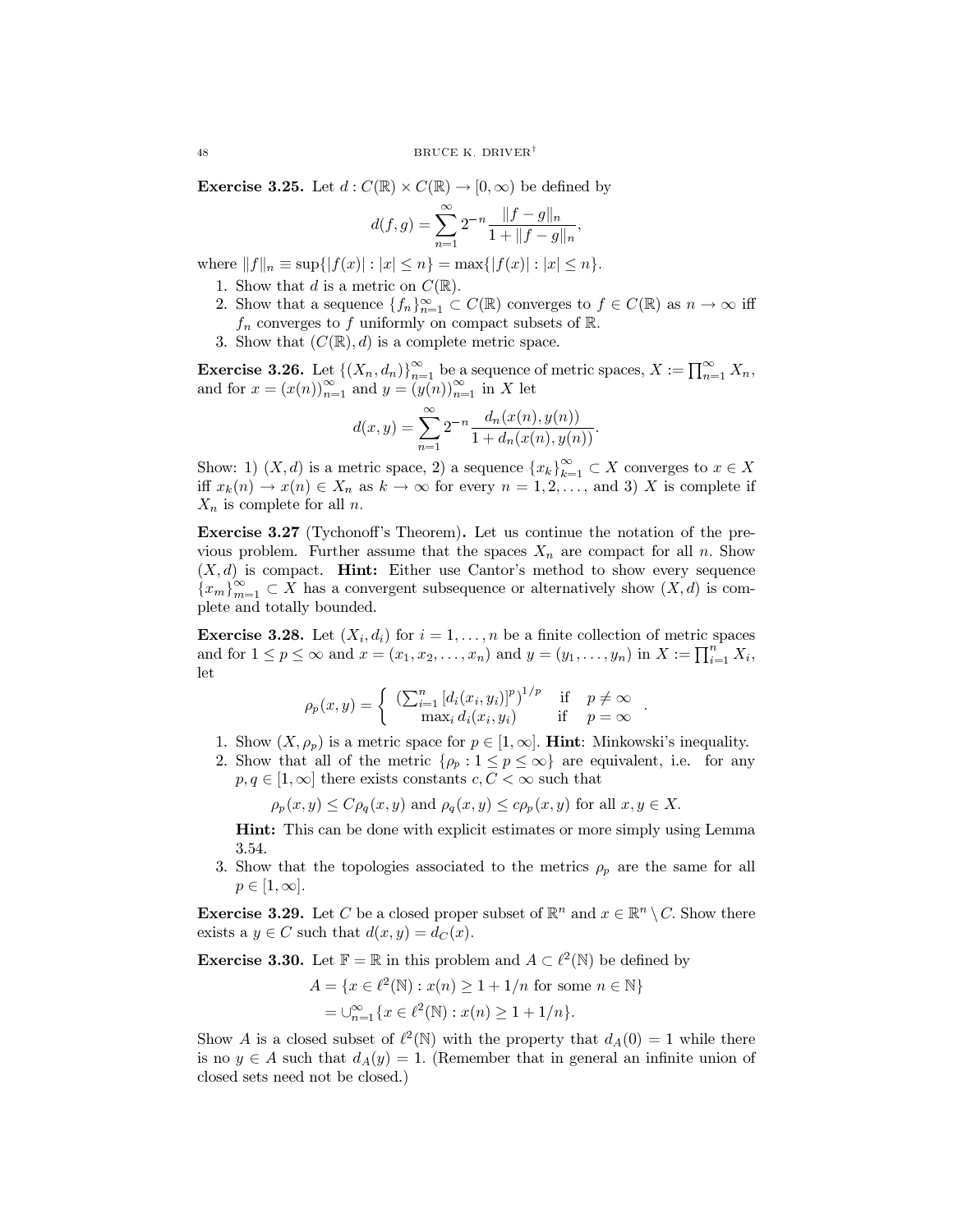**Exercise 3.25.** Let $d : C(\mathbb{R}) \times C(\mathbb{R}) \to [0, \infty)$ be defined by

$$d(f, g) = \sum_{n=1}^{\infty} 2^{-n} \frac{\|f - g\|_n}{1 + \|f - g\|_n},$$

where $\|f\|_n \equiv \sup\{|f(x)| : |x| \leq n\} = \max\{|f(x)| : |x| \leq n\}$.

1. Show that $d$ is a metric on $C(\mathbb{R})$.
2. Show that a sequence $\{f_n\}_{n=1}^{\infty} \subset C(\mathbb{R})$ converges to $f \in C(\mathbb{R})$ as $n \to \infty$ iff $f_n$ converges to $f$ uniformly on compact subsets of $\mathbb{R}$.
3. Show that $(C(\mathbb{R}), d)$ is a complete metric space.

**Exercise 3.26.** Let $\{(X_n, d_n)\}_{n=1}^{\infty}$ be a sequence of metric spaces, $X := \prod_{n=1}^{\infty} X_n$, and for $x = (x(n))_{n=1}^{\infty}$ and $y = (y(n))_{n=1}^{\infty}$ in $X$ let

$$d(x, y) = \sum_{n=1}^{\infty} 2^{-n} \frac{d_n(x(n), y(n))}{1 + d_n(x(n), y(n))}.$$

Show: 1) $(X, d)$ is a metric space, 2) a sequence $\{x_k\}_{k=1}^{\infty} \subset X$ converges to $x \in X$ iff $x_k(n) \to x(n) \in X_n$ as $k \to \infty$ for every $n = 1, 2, \ldots$, and 3) $X$ is complete if $X_n$ is complete for all $n$.

**Exercise 3.27** (Tychonoff's Theorem)**.** Let us continue the notation of the previous problem. Further assume that the spaces $X_n$ are compact for all $n$. Show $(X, d)$ is compact. **Hint:** Either use Cantor's method to show every sequence $\{x_m\}_{m=1}^{\infty} \subset X$ has a convergent subsequence or alternatively show $(X, d)$ is complete and totally bounded.

**Exercise 3.28.** Let $(X_i, d_i)$ for $i = 1, \ldots, n$ be a finite collection of metric spaces and for $1 \leq p \leq \infty$ and $x = (x_1, x_2, \ldots, x_n)$ and $y = (y_1, \ldots, y_n)$ in $X := \prod_{i=1}^{n} X_i$, let

$$\rho_p(x, y) = \begin{cases} \left(\sum_{i=1}^{n} [d_i(x_i, y_i)]^p\right)^{1/p} & \text{if} \quad p \neq \infty \\ \max_i d_i(x_i, y_i) & \text{if} \quad p = \infty \end{cases}.$$

1. Show $(X, \rho_p)$ is a metric space for $p \in [1, \infty]$. **Hint**: Minkowski's inequality.
2. Show that all of the metric $\{\rho_p : 1 \leq p \leq \infty\}$ are equivalent, i.e. for any $p, q \in [1, \infty]$ there exists constants $c, C < \infty$ such that

   $$\rho_p(x, y) \leq C \rho_q(x, y) \text{ and } \rho_q(x, y) \leq c \rho_p(x, y) \text{ for all } x, y \in X.$$

   **Hint:** This can be done with explicit estimates or more simply using Lemma 3.54.
3. Show that the topologies associated to the metrics $\rho_p$ are the same for all $p \in [1, \infty]$.

**Exercise 3.29.** Let $C$ be a closed proper subset of $\mathbb{R}^n$ and $x \in \mathbb{R}^n \setminus C$. Show there exists a $y \in C$ such that $d(x, y) = d_C(x)$.

**Exercise 3.30.** Let $\mathbb{F} = \mathbb{R}$ in this problem and $A \subset \ell^2(\mathbb{N})$ be defined by

$$\begin{aligned} A &= \{x \in \ell^2(\mathbb{N}) : x(n) \geq 1 + 1/n \text{ for some } n \in \mathbb{N}\} \\ &= \cup_{n=1}^{\infty} \{x \in \ell^2(\mathbb{N}) : x(n) \geq 1 + 1/n\}. \end{aligned}$$

Show $A$ is a closed subset of $\ell^2(\mathbb{N})$ with the property that $d_A(0) = 1$ while there is no $y \in A$ such that $d_A(y) = 1$. (Remember that in general an infinite union of closed sets need not be closed.)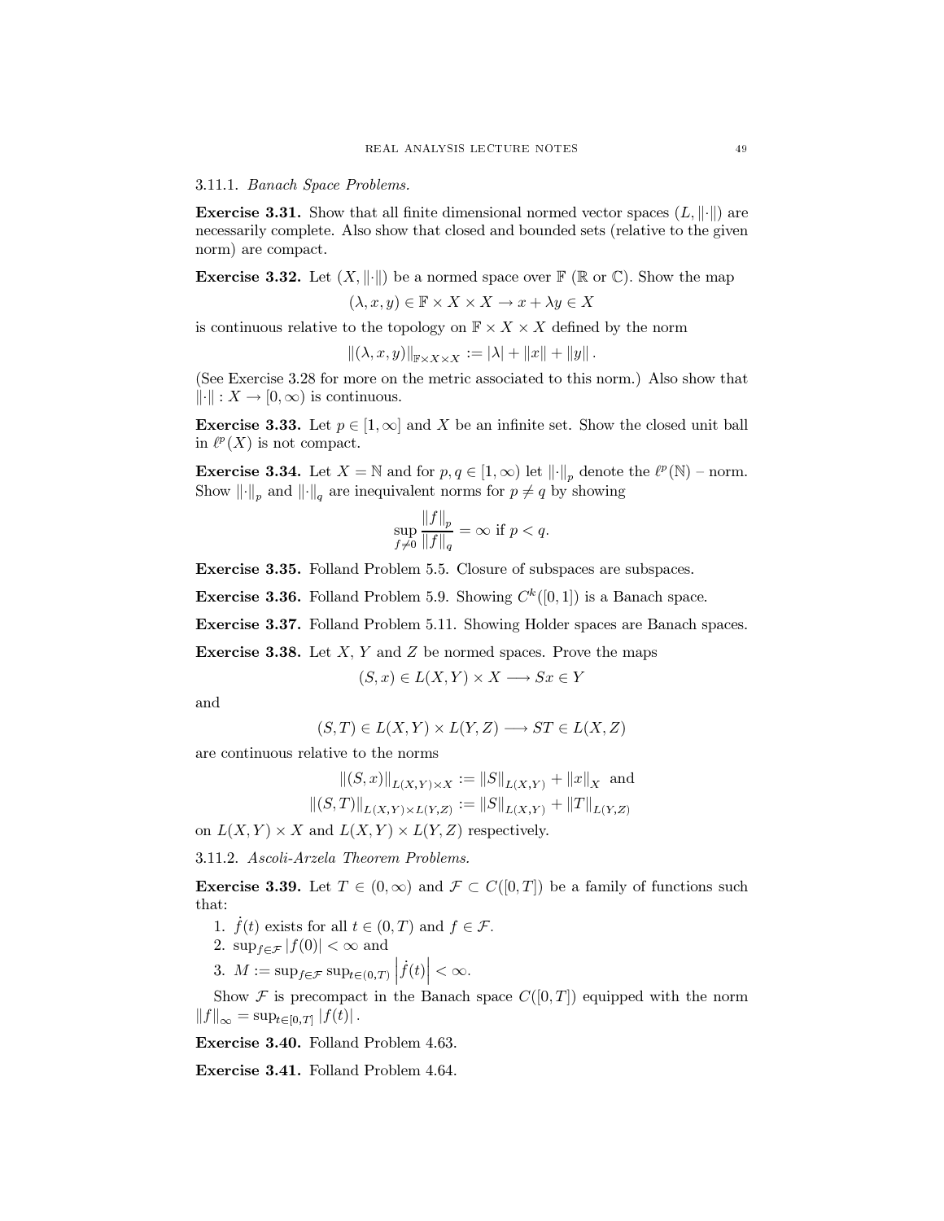3.11.1. *Banach Space Problems.*

**Exercise 3.31.** Show that all finite dimensional normed vector spaces $(L, \|\cdot\|)$ are necessarily complete. Also show that closed and bounded sets (relative to the given norm) are compact.

**Exercise 3.32.** Let $(X, \|\cdot\|)$ be a normed space over $\mathbb{F}$ ($\mathbb{R}$ or $\mathbb{C}$). Show the map

$$(\lambda, x, y) \in \mathbb{F} \times X \times X \to x + \lambda y \in X$$

is continuous relative to the topology on $\mathbb{F} \times X \times X$ defined by the norm

$$\|(\lambda, x, y)\|_{\mathbb{F}\times X \times X} := |\lambda| + \|x\| + \|y\|.$$

(See Exercise 3.28 for more on the metric associated to this norm.) Also show that $\|\cdot\| : X \to [0, \infty)$ is continuous.

**Exercise 3.33.** Let $p \in [1, \infty]$ and $X$ be an infinite set. Show the closed unit ball in $\ell^p(X)$ is not compact.

**Exercise 3.34.** Let $X = \mathbb{N}$ and for $p, q \in [1, \infty)$ let $\|\cdot\|_p$ denote the $\ell^p(\mathbb{N})$ – norm. Show $\|\cdot\|_p$ and $\|\cdot\|_q$ are inequivalent norms for $p \neq q$ by showing

$$\sup_{f \neq 0} \frac{\|f\|_p}{\|f\|_q} = \infty \text{ if } p < q.$$

**Exercise 3.35.** Folland Problem 5.5. Closure of subspaces are subspaces.

**Exercise 3.36.** Folland Problem 5.9. Showing $C^k([0,1])$ is a Banach space.

**Exercise 3.37.** Folland Problem 5.11. Showing Holder spaces are Banach spaces.

**Exercise 3.38.** Let $X$, $Y$ and $Z$ be normed spaces. Prove the maps

$$(S, x) \in L(X, Y) \times X \longrightarrow Sx \in Y$$

and

$$(S, T) \in L(X, Y) \times L(Y, Z) \longrightarrow ST \in L(X, Z)$$

are continuous relative to the norms

$$\|(S, x)\|_{L(X,Y)\times X} := \|S\|_{L(X,Y)} + \|x\|_X \text{ and}$$
$$\|(S, T)\|_{L(X,Y)\times L(Y,Z)} := \|S\|_{L(X,Y)} + \|T\|_{L(Y,Z)}$$

on $L(X, Y) \times X$ and $L(X, Y) \times L(Y, Z)$ respectively.

3.11.2. *Ascoli-Arzela Theorem Problems.*

**Exercise 3.39.** Let $T \in (0, \infty)$ and $\mathcal{F} \subset C([0, T])$ be a family of functions such that:

1. $\dot{f}(t)$ exists for all $t \in (0, T)$ and $f \in \mathcal{F}$.
2. $\sup_{f \in \mathcal{F}} |f(0)| < \infty$ and
3. $M := \sup_{f\in\mathcal{F}} \sup_{t\in(0,T)} \left|\dot{f}(t)\right| < \infty$.

Show $\mathcal{F}$ is precompact in the Banach space $C([0, T])$ equipped with the norm $\|f\|_\infty = \sup_{t\in[0,T]} |f(t)|$.

**Exercise 3.40.** Folland Problem 4.63.

**Exercise 3.41.** Folland Problem 4.64.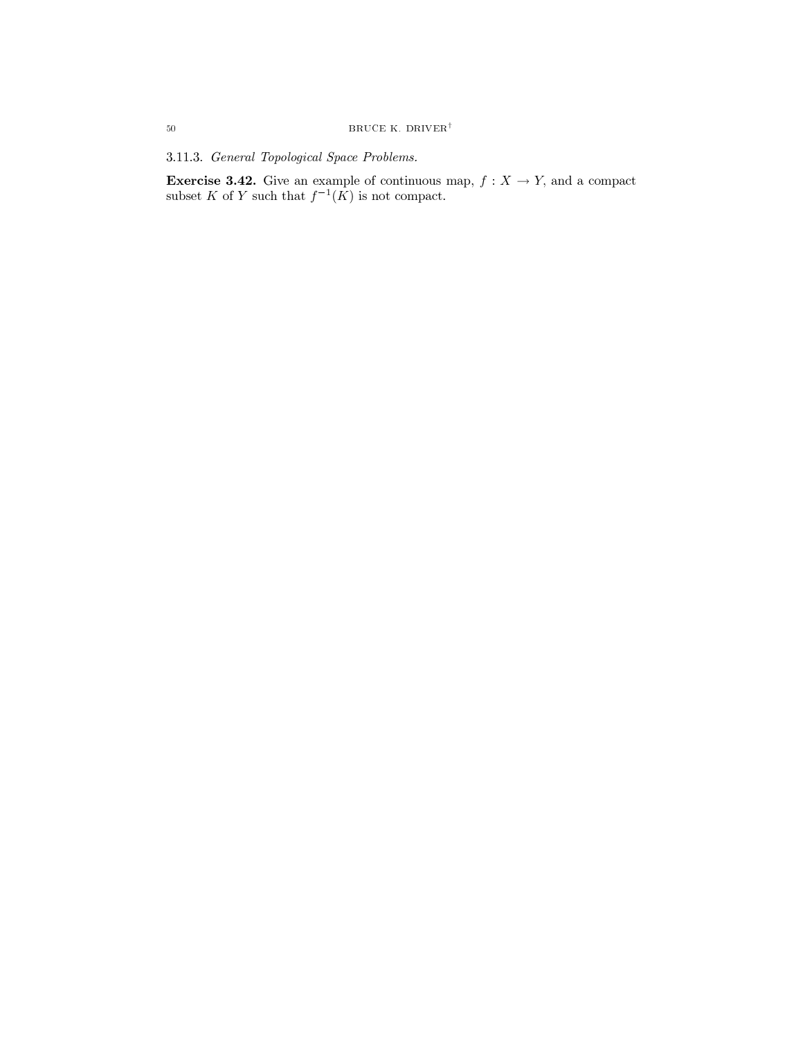### 3.11.3. *General Topological Space Problems.*

**Exercise 3.42.** Give an example of continuous map, $f : X \to Y$, and a compact subset $K$ of $Y$ such that $f^{-1}(K)$ is not compact.